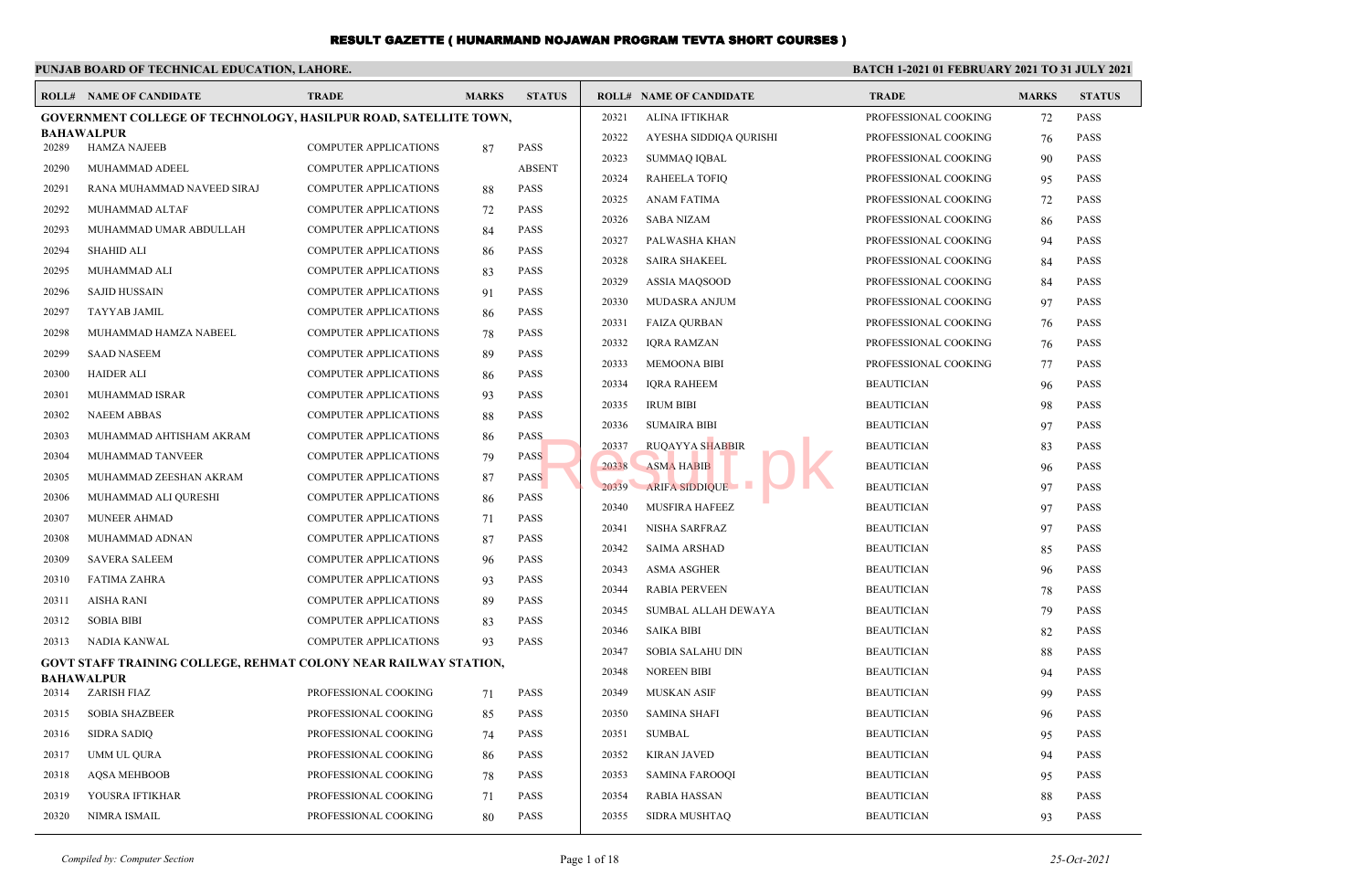# RESULT GAZETTE ( HUNARMAND NOJAWAN PROGRAM TEVTA SHORT COURSES )

**PUNJAB BOARD OF TECHNICAL EDUCATION, LAHORE.**

**BATCH 1-2021 01 FEBRUARY 2021 TO 31 JULY 2021**

**GOVERNMENT COLLEGE OF TECHNOLOGY, HASILPUR ROAD, SATELLITE TOWN, BAHAWALPUR**

| ROLL# | NAME OF CANDIDATE | TRADE | MARKS | STATUS |
|---|---|---|---|---|
| 20289 | HAMZA NAJEEB | COMPUTER APPLICATIONS | 87 | PASS |
| 20290 | MUHAMMAD ADEEL | COMPUTER APPLICATIONS | | ABSENT |
| 20291 | RANA MUHAMMAD NAVEED SIRAJ | COMPUTER APPLICATIONS | 88 | PASS |
| 20292 | MUHAMMAD ALTAF | COMPUTER APPLICATIONS | 72 | PASS |
| 20293 | MUHAMMAD UMAR ABDULLAH | COMPUTER APPLICATIONS | 84 | PASS |
| 20294 | SHAHID ALI | COMPUTER APPLICATIONS | 86 | PASS |
| 20295 | MUHAMMAD ALI | COMPUTER APPLICATIONS | 83 | PASS |
| 20296 | SAJID HUSSAIN | COMPUTER APPLICATIONS | 91 | PASS |
| 20297 | TAYYAB JAMIL | COMPUTER APPLICATIONS | 86 | PASS |
| 20298 | MUHAMMAD HAMZA NABEEL | COMPUTER APPLICATIONS | 78 | PASS |
| 20299 | SAAD NASEEM | COMPUTER APPLICATIONS | 89 | PASS |
| 20300 | HAIDER ALI | COMPUTER APPLICATIONS | 86 | PASS |
| 20301 | MUHAMMAD ISRAR | COMPUTER APPLICATIONS | 93 | PASS |
| 20302 | NAEEM ABBAS | COMPUTER APPLICATIONS | 88 | PASS |
| 20303 | MUHAMMAD AHTISHAM AKRAM | COMPUTER APPLICATIONS | 86 | PASS |
| 20304 | MUHAMMAD TANVEER | COMPUTER APPLICATIONS | 79 | PASS |
| 20305 | MUHAMMAD ZEESHAN AKRAM | COMPUTER APPLICATIONS | 87 | PASS |
| 20306 | MUHAMMAD ALI QURESHI | COMPUTER APPLICATIONS | 86 | PASS |
| 20307 | MUNEER AHMAD | COMPUTER APPLICATIONS | 71 | PASS |
| 20308 | MUHAMMAD ADNAN | COMPUTER APPLICATIONS | 87 | PASS |
| 20309 | SAVERA SALEEM | COMPUTER APPLICATIONS | 96 | PASS |
| 20310 | FATIMA ZAHRA | COMPUTER APPLICATIONS | 93 | PASS |
| 20311 | AISHA RANI | COMPUTER APPLICATIONS | 89 | PASS |
| 20312 | SOBIA BIBI | COMPUTER APPLICATIONS | 83 | PASS |
| 20313 | NADIA KANWAL | COMPUTER APPLICATIONS | 93 | PASS |

**GOVT STAFF TRAINING COLLEGE, REHMAT COLONY NEAR RAILWAY STATION, BAHAWALPUR**

| ROLL# | NAME OF CANDIDATE | TRADE | MARKS | STATUS |
|---|---|---|---|---|
| 20314 | ZARISH FIAZ | PROFESSIONAL COOKING | 71 | PASS |
| 20315 | SOBIA SHAZBEER | PROFESSIONAL COOKING | 85 | PASS |
| 20316 | SIDRA SADIQ | PROFESSIONAL COOKING | 74 | PASS |
| 20317 | UMM UL QURA | PROFESSIONAL COOKING | 86 | PASS |
| 20318 | AQSA MEHBOOB | PROFESSIONAL COOKING | 78 | PASS |
| 20319 | YOUSRA IFTIKHAR | PROFESSIONAL COOKING | 71 | PASS |
| 20320 | NIMRA ISMAIL | PROFESSIONAL COOKING | 80 | PASS |
| 20321 | ALINA IFTIKHAR | PROFESSIONAL COOKING | 72 | PASS |
| 20322 | AYESHA SIDDIQA QURISHI | PROFESSIONAL COOKING | 76 | PASS |
| 20323 | SUMMAQ IQBAL | PROFESSIONAL COOKING | 90 | PASS |
| 20324 | RAHEELA TOFIQ | PROFESSIONAL COOKING | 95 | PASS |
| 20325 | ANAM FATIMA | PROFESSIONAL COOKING | 72 | PASS |
| 20326 | SABA NIZAM | PROFESSIONAL COOKING | 86 | PASS |
| 20327 | PALWASHA KHAN | PROFESSIONAL COOKING | 94 | PASS |
| 20328 | SAIRA SHAKEEL | PROFESSIONAL COOKING | 84 | PASS |
| 20329 | ASSIA MAQSOOD | PROFESSIONAL COOKING | 84 | PASS |
| 20330 | MUDASRA ANJUM | PROFESSIONAL COOKING | 97 | PASS |
| 20331 | FAIZA QURBAN | PROFESSIONAL COOKING | 76 | PASS |
| 20332 | IQRA RAMZAN | PROFESSIONAL COOKING | 76 | PASS |
| 20333 | MEMOONA BIBI | PROFESSIONAL COOKING | 77 | PASS |
| 20334 | IQRA RAHEEM | BEAUTICIAN | 96 | PASS |
| 20335 | IRUM BIBI | BEAUTICIAN | 98 | PASS |
| 20336 | SUMAIRA BIBI | BEAUTICIAN | 97 | PASS |
| 20337 | RUQAYYA SHABBIR | BEAUTICIAN | 83 | PASS |
| 20338 | ASMA HABIB | BEAUTICIAN | 96 | PASS |
| 20339 | ARIFA SIDDIQUE | BEAUTICIAN | 97 | PASS |
| 20340 | MUSFIRA HAFEEZ | BEAUTICIAN | 97 | PASS |
| 20341 | NISHA SARFRAZ | BEAUTICIAN | 97 | PASS |
| 20342 | SAIMA ARSHAD | BEAUTICIAN | 85 | PASS |
| 20343 | ASMA ASGHER | BEAUTICIAN | 96 | PASS |
| 20344 | RABIA PERVEEN | BEAUTICIAN | 78 | PASS |
| 20345 | SUMBAL ALLAH DEWAYA | BEAUTICIAN | 79 | PASS |
| 20346 | SAIKA BIBI | BEAUTICIAN | 82 | PASS |
| 20347 | SOBIA SALAHU DIN | BEAUTICIAN | 88 | PASS |
| 20348 | NOREEN BIBI | BEAUTICIAN | 94 | PASS |
| 20349 | MUSKAN ASIF | BEAUTICIAN | 99 | PASS |
| 20350 | SAMINA SHAFI | BEAUTICIAN | 96 | PASS |
| 20351 | SUMBAL | BEAUTICIAN | 95 | PASS |
| 20352 | KIRAN JAVED | BEAUTICIAN | 94 | PASS |
| 20353 | SAMINA FAROOQI | BEAUTICIAN | 95 | PASS |
| 20354 | RABIA HASSAN | BEAUTICIAN | 88 | PASS |
| 20355 | SIDRA MUSHTAQ | BEAUTICIAN | 93 | PASS |

*Compiled by: Computer Section*

*25-Oct-2021*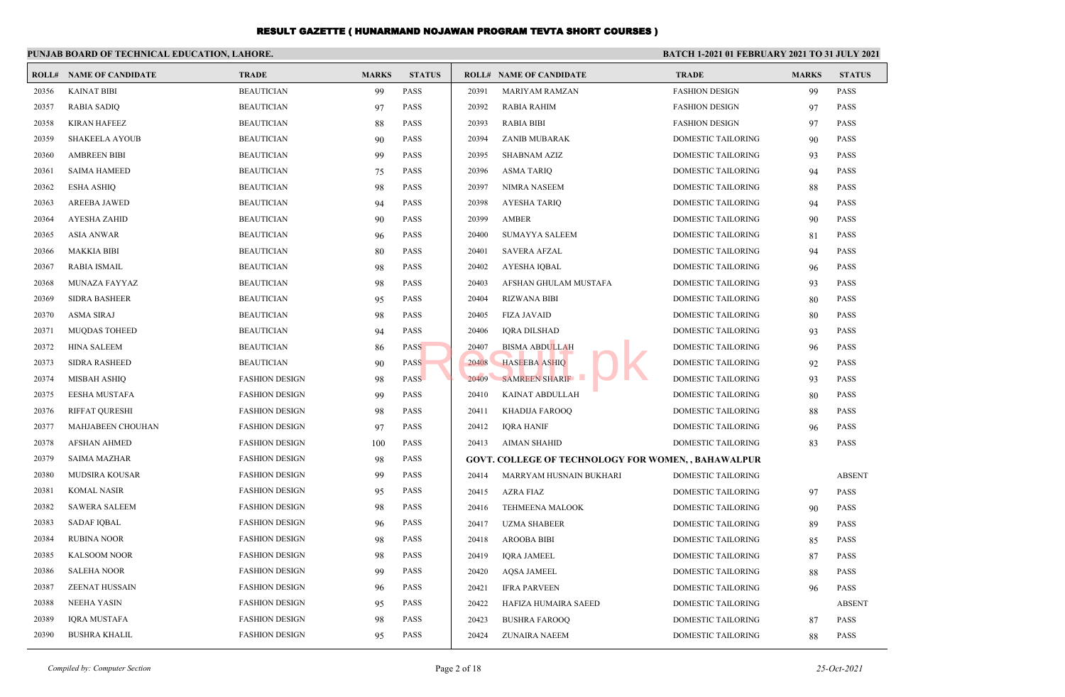# RESULT GAZETTE ( HUNARMAND NOJAWAN PROGRAM TEVTA SHORT COURSES )

**PUNJAB BOARD OF TECHNICAL EDUCATION, LAHORE.**

**BATCH 1-2021 01 FEBRUARY 2021 TO 31 JULY 2021**

| ROLL# | NAME OF CANDIDATE | TRADE | MARKS | STATUS |
|---|---|---|---|---|
| 20356 | KAINAT BIBI | BEAUTICIAN | 99 | PASS |
| 20357 | RABIA SADIQ | BEAUTICIAN | 97 | PASS |
| 20358 | KIRAN HAFEEZ | BEAUTICIAN | 88 | PASS |
| 20359 | SHAKEELA AYOUB | BEAUTICIAN | 90 | PASS |
| 20360 | AMBREEN BIBI | BEAUTICIAN | 99 | PASS |
| 20361 | SAIMA HAMEED | BEAUTICIAN | 75 | PASS |
| 20362 | ESHA ASHIQ | BEAUTICIAN | 98 | PASS |
| 20363 | AREEBA JAWED | BEAUTICIAN | 94 | PASS |
| 20364 | AYESHA ZAHID | BEAUTICIAN | 90 | PASS |
| 20365 | ASIA ANWAR | BEAUTICIAN | 96 | PASS |
| 20366 | MAKKIA BIBI | BEAUTICIAN | 80 | PASS |
| 20367 | RABIA ISMAIL | BEAUTICIAN | 98 | PASS |
| 20368 | MUNAZA FAYYAZ | BEAUTICIAN | 98 | PASS |
| 20369 | SIDRA BASHEER | BEAUTICIAN | 95 | PASS |
| 20370 | ASMA SIRAJ | BEAUTICIAN | 98 | PASS |
| 20371 | MUQDAS TOHEED | BEAUTICIAN | 94 | PASS |
| 20372 | HINA SALEEM | BEAUTICIAN | 86 | PASS |
| 20373 | SIDRA RASHEED | BEAUTICIAN | 90 | PASS |
| 20374 | MISBAH ASHIQ | FASHION DESIGN | 98 | PASS |
| 20375 | EESHA MUSTAFA | FASHION DESIGN | 99 | PASS |
| 20376 | RIFFAT QURESHI | FASHION DESIGN | 98 | PASS |
| 20377 | MAHJABEEN CHOUHAN | FASHION DESIGN | 97 | PASS |
| 20378 | AFSHAN AHMED | FASHION DESIGN | 100 | PASS |
| 20379 | SAIMA MAZHAR | FASHION DESIGN | 98 | PASS |
| 20380 | MUDSIRA KOUSAR | FASHION DESIGN | 99 | PASS |
| 20381 | KOMAL NASIR | FASHION DESIGN | 95 | PASS |
| 20382 | SAWERA SALEEM | FASHION DESIGN | 98 | PASS |
| 20383 | SADAF IQBAL | FASHION DESIGN | 96 | PASS |
| 20384 | RUBINA NOOR | FASHION DESIGN | 98 | PASS |
| 20385 | KALSOOM NOOR | FASHION DESIGN | 98 | PASS |
| 20386 | SALEHA NOOR | FASHION DESIGN | 99 | PASS |
| 20387 | ZEENAT HUSSAIN | FASHION DESIGN | 96 | PASS |
| 20388 | NEEHA YASIN | FASHION DESIGN | 95 | PASS |
| 20389 | IQRA MUSTAFA | FASHION DESIGN | 98 | PASS |
| 20390 | BUSHRA KHALIL | FASHION DESIGN | 95 | PASS |
| 20391 | MARIYAM RAMZAN | FASHION DESIGN | 99 | PASS |
| 20392 | RABIA RAHIM | FASHION DESIGN | 97 | PASS |
| 20393 | RABIA BIBI | FASHION DESIGN | 97 | PASS |
| 20394 | ZANIB MUBARAK | DOMESTIC TAILORING | 90 | PASS |
| 20395 | SHABNAM AZIZ | DOMESTIC TAILORING | 93 | PASS |
| 20396 | ASMA TARIQ | DOMESTIC TAILORING | 94 | PASS |
| 20397 | NIMRA NASEEM | DOMESTIC TAILORING | 88 | PASS |
| 20398 | AYESHA TARIQ | DOMESTIC TAILORING | 94 | PASS |
| 20399 | AMBER | DOMESTIC TAILORING | 90 | PASS |
| 20400 | SUMAYYA SALEEM | DOMESTIC TAILORING | 81 | PASS |
| 20401 | SAVERA AFZAL | DOMESTIC TAILORING | 94 | PASS |
| 20402 | AYESHA IQBAL | DOMESTIC TAILORING | 96 | PASS |
| 20403 | AFSHAN GHULAM MUSTAFA | DOMESTIC TAILORING | 93 | PASS |
| 20404 | RIZWANA BIBI | DOMESTIC TAILORING | 80 | PASS |
| 20405 | FIZA JAVAID | DOMESTIC TAILORING | 80 | PASS |
| 20406 | IQRA DILSHAD | DOMESTIC TAILORING | 93 | PASS |
| 20407 | BISMA ABDULLAH | DOMESTIC TAILORING | 96 | PASS |
| 20408 | HASEEBA ASHIQ | DOMESTIC TAILORING | 92 | PASS |
| 20409 | SAMREEN SHARIF | DOMESTIC TAILORING | 93 | PASS |
| 20410 | KAINAT ABDULLAH | DOMESTIC TAILORING | 80 | PASS |
| 20411 | KHADIJA FAROOQ | DOMESTIC TAILORING | 88 | PASS |
| 20412 | IQRA HANIF | DOMESTIC TAILORING | 96 | PASS |
| 20413 | AIMAN SHAHID | DOMESTIC TAILORING | 83 | PASS |

**GOVT. COLLEGE OF TECHNOLOGY FOR WOMEN, , BAHAWALPUR**

| ROLL# | NAME OF CANDIDATE | TRADE | MARKS | STATUS |
|---|---|---|---|---|
| 20414 | MARRYAM HUSNAIN BUKHARI | DOMESTIC TAILORING | | ABSENT |
| 20415 | AZRA FIAZ | DOMESTIC TAILORING | 97 | PASS |
| 20416 | TEHMEENA MALOOK | DOMESTIC TAILORING | 90 | PASS |
| 20417 | UZMA SHABEER | DOMESTIC TAILORING | 89 | PASS |
| 20418 | AROOBA BIBI | DOMESTIC TAILORING | 85 | PASS |
| 20419 | IQRA JAMEEL | DOMESTIC TAILORING | 87 | PASS |
| 20420 | AQSA JAMEEL | DOMESTIC TAILORING | 88 | PASS |
| 20421 | IFRA PARVEEN | DOMESTIC TAILORING | 96 | PASS |
| 20422 | HAFIZA HUMAIRA SAEED | DOMESTIC TAILORING | | ABSENT |
| 20423 | BUSHRA FAROOQ | DOMESTIC TAILORING | 87 | PASS |
| 20424 | ZUNAIRA NAEEM | DOMESTIC TAILORING | 88 | PASS |

*Compiled by: Computer Section*

*25-Oct-2021*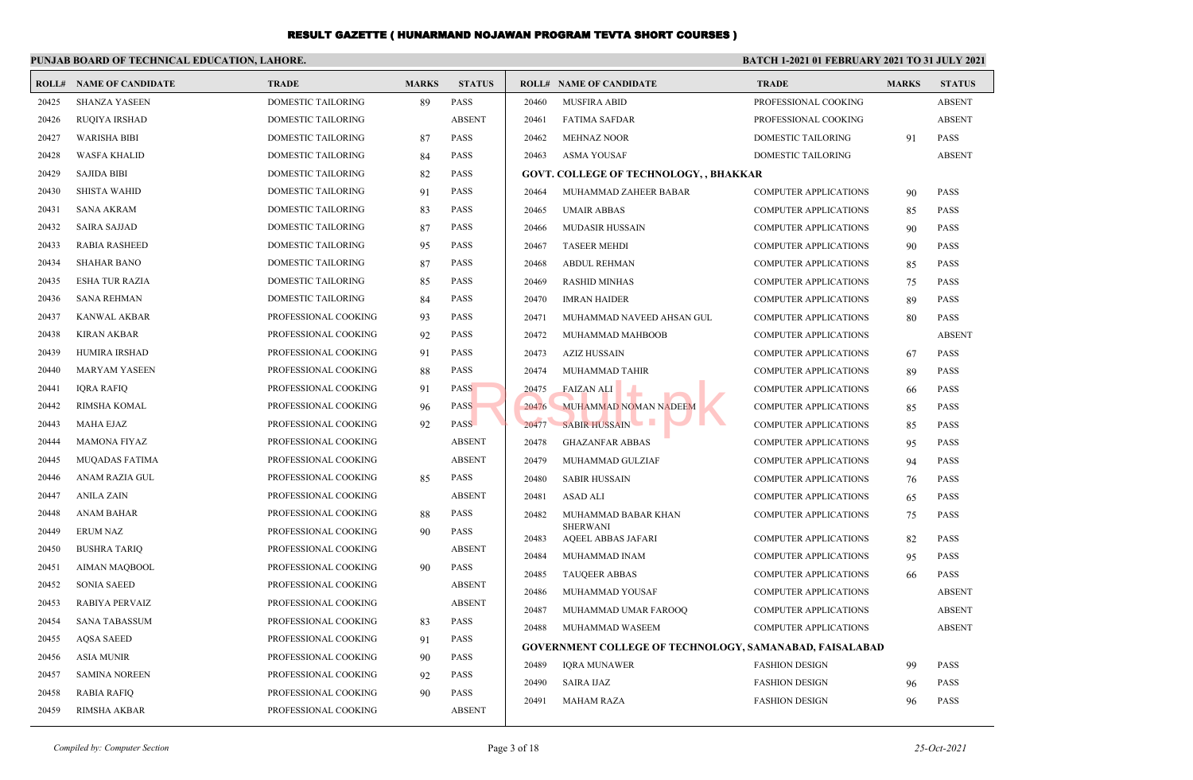# RESULT GAZETTE ( HUNARMAND NOJAWAN PROGRAM TEVTA SHORT COURSES )

**PUNJAB BOARD OF TECHNICAL EDUCATION, LAHORE.**

**BATCH 1-2021 01 FEBRUARY 2021 TO 31 JULY 2021**

| ROLL# | NAME OF CANDIDATE | TRADE | MARKS | STATUS |
|---|---|---|---|---|
| 20425 | SHANZA YASEEN | DOMESTIC TAILORING | 89 | PASS |
| 20426 | RUQIYA IRSHAD | DOMESTIC TAILORING | | ABSENT |
| 20427 | WARISHA BIBI | DOMESTIC TAILORING | 87 | PASS |
| 20428 | WASFA KHALID | DOMESTIC TAILORING | 84 | PASS |
| 20429 | SAJIDA BIBI | DOMESTIC TAILORING | 82 | PASS |
| 20430 | SHISTA WAHID | DOMESTIC TAILORING | 91 | PASS |
| 20431 | SANA AKRAM | DOMESTIC TAILORING | 83 | PASS |
| 20432 | SAIRA SAJJAD | DOMESTIC TAILORING | 87 | PASS |
| 20433 | RABIA RASHEED | DOMESTIC TAILORING | 95 | PASS |
| 20434 | SHAHAR BANO | DOMESTIC TAILORING | 87 | PASS |
| 20435 | ESHA TUR RAZIA | DOMESTIC TAILORING | 85 | PASS |
| 20436 | SANA REHMAN | DOMESTIC TAILORING | 84 | PASS |
| 20437 | KANWAL AKBAR | PROFESSIONAL COOKING | 93 | PASS |
| 20438 | KIRAN AKBAR | PROFESSIONAL COOKING | 92 | PASS |
| 20439 | HUMIRA IRSHAD | PROFESSIONAL COOKING | 91 | PASS |
| 20440 | MARYAM YASEEN | PROFESSIONAL COOKING | 88 | PASS |
| 20441 | IQRA RAFIQ | PROFESSIONAL COOKING | 91 | PASS |
| 20442 | RIMSHA KOMAL | PROFESSIONAL COOKING | 96 | PASS |
| 20443 | MAHA EJAZ | PROFESSIONAL COOKING | 92 | PASS |
| 20444 | MAMONA FIYAZ | PROFESSIONAL COOKING | | ABSENT |
| 20445 | MUQADAS FATIMA | PROFESSIONAL COOKING | | ABSENT |
| 20446 | ANAM RAZIA GUL | PROFESSIONAL COOKING | 85 | PASS |
| 20447 | ANILA ZAIN | PROFESSIONAL COOKING | | ABSENT |
| 20448 | ANAM BAHAR | PROFESSIONAL COOKING | 88 | PASS |
| 20449 | ERUM NAZ | PROFESSIONAL COOKING | 90 | PASS |
| 20450 | BUSHRA TARIQ | PROFESSIONAL COOKING | | ABSENT |
| 20451 | AIMAN MAQBOOL | PROFESSIONAL COOKING | 90 | PASS |
| 20452 | SONIA SAEED | PROFESSIONAL COOKING | | ABSENT |
| 20453 | RABIYA PERVAIZ | PROFESSIONAL COOKING | | ABSENT |
| 20454 | SANA TABASSUM | PROFESSIONAL COOKING | 83 | PASS |
| 20455 | AQSA SAEED | PROFESSIONAL COOKING | 91 | PASS |
| 20456 | ASIA MUNIR | PROFESSIONAL COOKING | 90 | PASS |
| 20457 | SAMINA NOREEN | PROFESSIONAL COOKING | 92 | PASS |
| 20458 | RABIA RAFIQ | PROFESSIONAL COOKING | 90 | PASS |
| 20459 | RIMSHA AKBAR | PROFESSIONAL COOKING | | ABSENT |
| 20460 | MUSFIRA ABID | PROFESSIONAL COOKING | | ABSENT |
| 20461 | FATIMA SAFDAR | PROFESSIONAL COOKING | | ABSENT |
| 20462 | MEHNAZ NOOR | DOMESTIC TAILORING | 91 | PASS |
| 20463 | ASMA YOUSAF | DOMESTIC TAILORING | | ABSENT |

**GOVT. COLLEGE OF TECHNOLOGY, , BHAKKAR**

| ROLL# | NAME OF CANDIDATE | TRADE | MARKS | STATUS |
|---|---|---|---|---|
| 20464 | MUHAMMAD ZAHEER BABAR | COMPUTER APPLICATIONS | 90 | PASS |
| 20465 | UMAIR ABBAS | COMPUTER APPLICATIONS | 85 | PASS |
| 20466 | MUDASIR HUSSAIN | COMPUTER APPLICATIONS | 90 | PASS |
| 20467 | TASEER MEHDI | COMPUTER APPLICATIONS | 90 | PASS |
| 20468 | ABDUL REHMAN | COMPUTER APPLICATIONS | 85 | PASS |
| 20469 | RASHID MINHAS | COMPUTER APPLICATIONS | 75 | PASS |
| 20470 | IMRAN HAIDER | COMPUTER APPLICATIONS | 89 | PASS |
| 20471 | MUHAMMAD NAVEED AHSAN GUL | COMPUTER APPLICATIONS | 80 | PASS |
| 20472 | MUHAMMAD MAHBOOB | COMPUTER APPLICATIONS | | ABSENT |
| 20473 | AZIZ HUSSAIN | COMPUTER APPLICATIONS | 67 | PASS |
| 20474 | MUHAMMAD TAHIR | COMPUTER APPLICATIONS | 89 | PASS |
| 20475 | FAIZAN ALI | COMPUTER APPLICATIONS | 66 | PASS |
| 20476 | MUHAMMAD NOMAN NADEEM | COMPUTER APPLICATIONS | 85 | PASS |
| 20477 | SABIR HUSSAIN | COMPUTER APPLICATIONS | 85 | PASS |
| 20478 | GHAZANFAR ABBAS | COMPUTER APPLICATIONS | 95 | PASS |
| 20479 | MUHAMMAD GULZIAF | COMPUTER APPLICATIONS | 94 | PASS |
| 20480 | SABIR HUSSAIN | COMPUTER APPLICATIONS | 76 | PASS |
| 20481 | ASAD ALI | COMPUTER APPLICATIONS | 65 | PASS |
| 20482 | MUHAMMAD BABAR KHAN SHERWANI | COMPUTER APPLICATIONS | 75 | PASS |
| 20483 | AQEEL ABBAS JAFARI | COMPUTER APPLICATIONS | 82 | PASS |
| 20484 | MUHAMMAD INAM | COMPUTER APPLICATIONS | 95 | PASS |
| 20485 | TAUQEER ABBAS | COMPUTER APPLICATIONS | 66 | PASS |
| 20486 | MUHAMMAD YOUSAF | COMPUTER APPLICATIONS | | ABSENT |
| 20487 | MUHAMMAD UMAR FAROOQ | COMPUTER APPLICATIONS | | ABSENT |
| 20488 | MUHAMMAD WASEEM | COMPUTER APPLICATIONS | | ABSENT |

**GOVERNMENT COLLEGE OF TECHNOLOGY, SAMANABAD, FAISALABAD**

| ROLL# | NAME OF CANDIDATE | TRADE | MARKS | STATUS |
|---|---|---|---|---|
| 20489 | IQRA MUNAWER | FASHION DESIGN | 99 | PASS |
| 20490 | SAIRA IJAZ | FASHION DESIGN | 96 | PASS |
| 20491 | MAHAM RAZA | FASHION DESIGN | 96 | PASS |

*Compiled by: Computer Section*

*25-Oct-2021*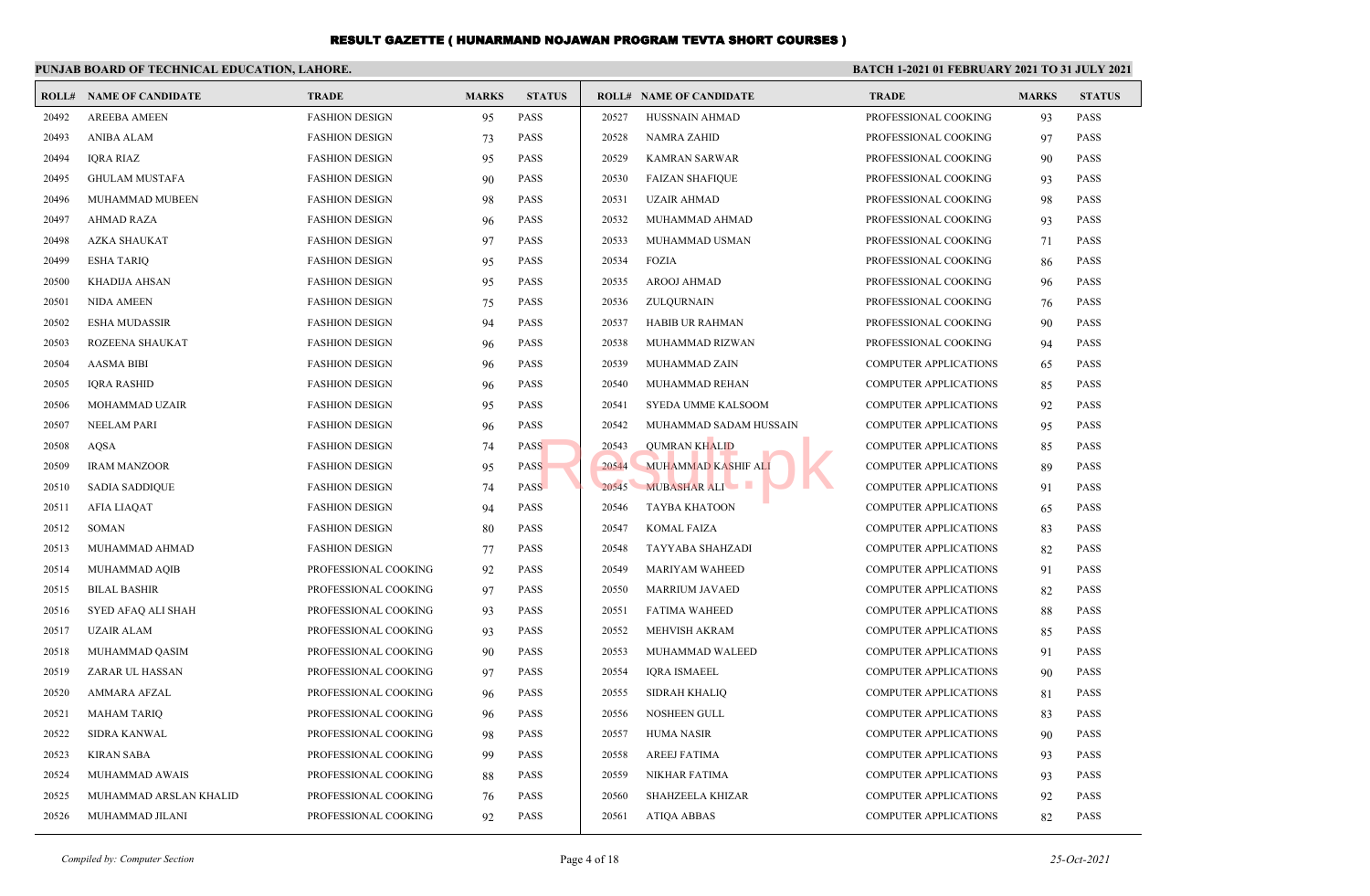# RESULT GAZETTE ( HUNARMAND NOJAWAN PROGRAM TEVTA SHORT COURSES )

**PUNJAB BOARD OF TECHNICAL EDUCATION, LAHORE.**

**BATCH 1-2021 01 FEBRUARY 2021 TO 31 JULY 2021**

| ROLL# | NAME OF CANDIDATE | TRADE | MARKS | STATUS |
|---|---|---|---|---|
| 20492 | AREEBA AMEEN | FASHION DESIGN | 95 | PASS |
| 20493 | ANIBA ALAM | FASHION DESIGN | 73 | PASS |
| 20494 | IQRA RIAZ | FASHION DESIGN | 95 | PASS |
| 20495 | GHULAM MUSTAFA | FASHION DESIGN | 90 | PASS |
| 20496 | MUHAMMAD MUBEEN | FASHION DESIGN | 98 | PASS |
| 20497 | AHMAD RAZA | FASHION DESIGN | 96 | PASS |
| 20498 | AZKA SHAUKAT | FASHION DESIGN | 97 | PASS |
| 20499 | ESHA TARIQ | FASHION DESIGN | 95 | PASS |
| 20500 | KHADIJA AHSAN | FASHION DESIGN | 95 | PASS |
| 20501 | NIDA AMEEN | FASHION DESIGN | 75 | PASS |
| 20502 | ESHA MUDASSIR | FASHION DESIGN | 94 | PASS |
| 20503 | ROZEENA SHAUKAT | FASHION DESIGN | 96 | PASS |
| 20504 | AASMA BIBI | FASHION DESIGN | 96 | PASS |
| 20505 | IQRA RASHID | FASHION DESIGN | 96 | PASS |
| 20506 | MOHAMMAD UZAIR | FASHION DESIGN | 95 | PASS |
| 20507 | NEELAM PARI | FASHION DESIGN | 96 | PASS |
| 20508 | AQSA | FASHION DESIGN | 74 | PASS |
| 20509 | IRAM MANZOOR | FASHION DESIGN | 95 | PASS |
| 20510 | SADIA SADDIQUE | FASHION DESIGN | 74 | PASS |
| 20511 | AFIA LIAQAT | FASHION DESIGN | 94 | PASS |
| 20512 | SOMAN | FASHION DESIGN | 80 | PASS |
| 20513 | MUHAMMAD AHMAD | FASHION DESIGN | 77 | PASS |
| 20514 | MUHAMMAD AQIB | PROFESSIONAL COOKING | 92 | PASS |
| 20515 | BILAL BASHIR | PROFESSIONAL COOKING | 97 | PASS |
| 20516 | SYED AFAQ ALI SHAH | PROFESSIONAL COOKING | 93 | PASS |
| 20517 | UZAIR ALAM | PROFESSIONAL COOKING | 93 | PASS |
| 20518 | MUHAMMAD QASIM | PROFESSIONAL COOKING | 90 | PASS |
| 20519 | ZARAR UL HASSAN | PROFESSIONAL COOKING | 97 | PASS |
| 20520 | AMMARA AFZAL | PROFESSIONAL COOKING | 96 | PASS |
| 20521 | MAHAM TARIQ | PROFESSIONAL COOKING | 96 | PASS |
| 20522 | SIDRA KANWAL | PROFESSIONAL COOKING | 98 | PASS |
| 20523 | KIRAN SABA | PROFESSIONAL COOKING | 99 | PASS |
| 20524 | MUHAMMAD AWAIS | PROFESSIONAL COOKING | 88 | PASS |
| 20525 | MUHAMMAD ARSLAN KHALID | PROFESSIONAL COOKING | 76 | PASS |
| 20526 | MUHAMMAD JILANI | PROFESSIONAL COOKING | 92 | PASS |
| 20527 | HUSSNAIN AHMAD | PROFESSIONAL COOKING | 93 | PASS |
| 20528 | NAMRA ZAHID | PROFESSIONAL COOKING | 97 | PASS |
| 20529 | KAMRAN SARWAR | PROFESSIONAL COOKING | 90 | PASS |
| 20530 | FAIZAN SHAFIQUE | PROFESSIONAL COOKING | 93 | PASS |
| 20531 | UZAIR AHMAD | PROFESSIONAL COOKING | 98 | PASS |
| 20532 | MUHAMMAD AHMAD | PROFESSIONAL COOKING | 93 | PASS |
| 20533 | MUHAMMAD USMAN | PROFESSIONAL COOKING | 71 | PASS |
| 20534 | FOZIA | PROFESSIONAL COOKING | 86 | PASS |
| 20535 | AROOJ AHMAD | PROFESSIONAL COOKING | 96 | PASS |
| 20536 | ZULQURNAIN | PROFESSIONAL COOKING | 76 | PASS |
| 20537 | HABIB UR RAHMAN | PROFESSIONAL COOKING | 90 | PASS |
| 20538 | MUHAMMAD RIZWAN | PROFESSIONAL COOKING | 94 | PASS |
| 20539 | MUHAMMAD ZAIN | COMPUTER APPLICATIONS | 65 | PASS |
| 20540 | MUHAMMAD REHAN | COMPUTER APPLICATIONS | 85 | PASS |
| 20541 | SYEDA UMME KALSOOM | COMPUTER APPLICATIONS | 92 | PASS |
| 20542 | MUHAMMAD SADAM HUSSAIN | COMPUTER APPLICATIONS | 95 | PASS |
| 20543 | QUMRAN KHALID | COMPUTER APPLICATIONS | 85 | PASS |
| 20544 | MUHAMMAD KASHIF ALI | COMPUTER APPLICATIONS | 89 | PASS |
| 20545 | MUBASHAR ALI | COMPUTER APPLICATIONS | 91 | PASS |
| 20546 | TAYBA KHATOON | COMPUTER APPLICATIONS | 65 | PASS |
| 20547 | KOMAL FAIZA | COMPUTER APPLICATIONS | 83 | PASS |
| 20548 | TAYYABA SHAHZADI | COMPUTER APPLICATIONS | 82 | PASS |
| 20549 | MARIYAM WAHEED | COMPUTER APPLICATIONS | 91 | PASS |
| 20550 | MARRIUM JAVAED | COMPUTER APPLICATIONS | 82 | PASS |
| 20551 | FATIMA WAHEED | COMPUTER APPLICATIONS | 88 | PASS |
| 20552 | MEHVISH AKRAM | COMPUTER APPLICATIONS | 85 | PASS |
| 20553 | MUHAMMAD WALEED | COMPUTER APPLICATIONS | 91 | PASS |
| 20554 | IQRA ISMAEEL | COMPUTER APPLICATIONS | 90 | PASS |
| 20555 | SIDRAH KHALIQ | COMPUTER APPLICATIONS | 81 | PASS |
| 20556 | NOSHEEN GULL | COMPUTER APPLICATIONS | 83 | PASS |
| 20557 | HUMA NASIR | COMPUTER APPLICATIONS | 90 | PASS |
| 20558 | AREEJ FATIMA | COMPUTER APPLICATIONS | 93 | PASS |
| 20559 | NIKHAR FATIMA | COMPUTER APPLICATIONS | 93 | PASS |
| 20560 | SHAHZEELA KHIZAR | COMPUTER APPLICATIONS | 92 | PASS |
| 20561 | ATIQA ABBAS | COMPUTER APPLICATIONS | 82 | PASS |

*Compiled by: Computer Section*

*25-Oct-2021*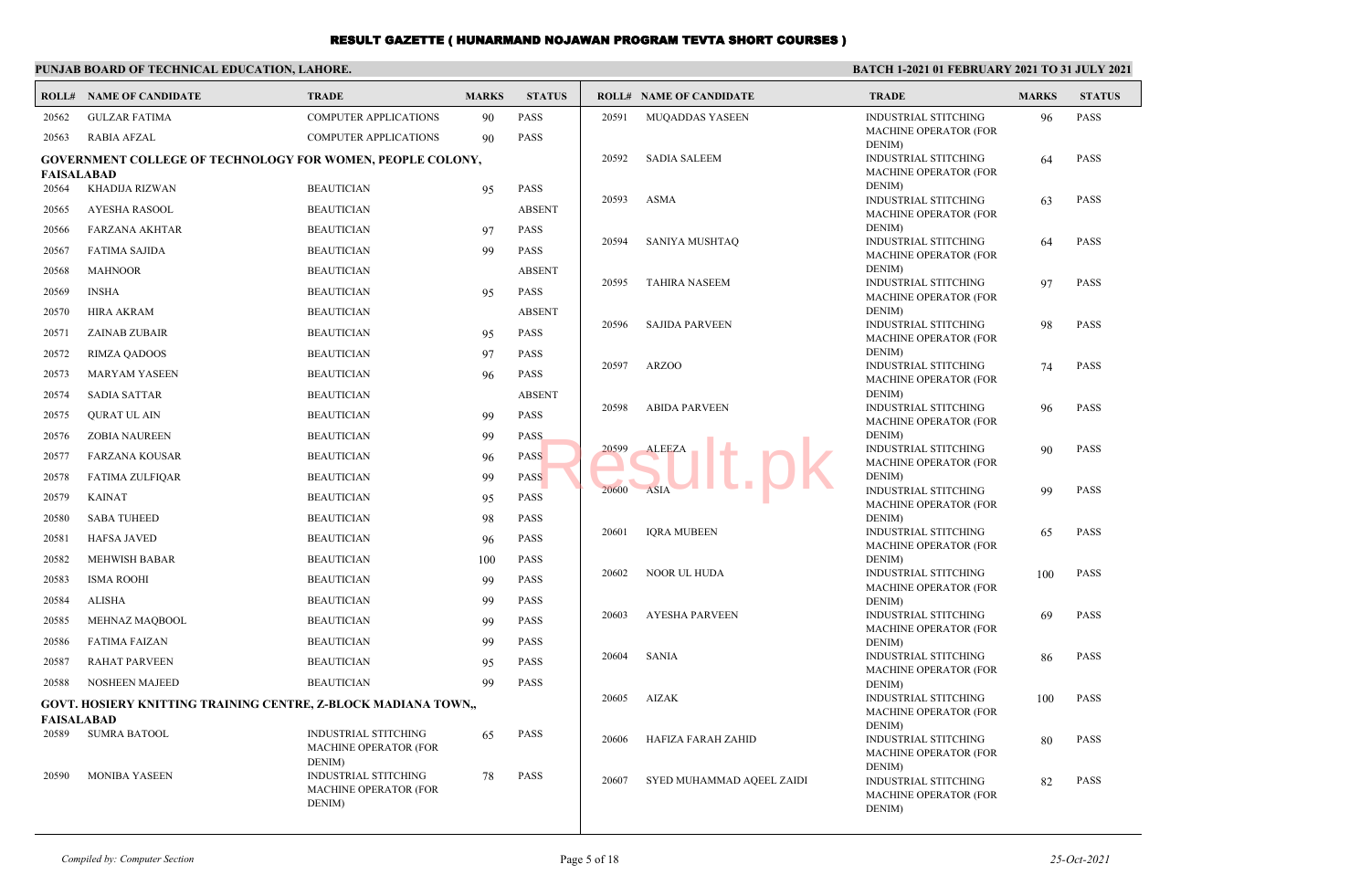# RESULT GAZETTE ( HUNARMAND NOJAWAN PROGRAM TEVTA SHORT COURSES )

**PUNJAB BOARD OF TECHNICAL EDUCATION, LAHORE.**

**BATCH 1-2021 01 FEBRUARY 2021 TO 31 JULY 2021**

| ROLL# | NAME OF CANDIDATE | TRADE | MARKS | STATUS |
|---|---|---|---|---|
| 20562 | GULZAR FATIMA | COMPUTER APPLICATIONS | 90 | PASS |
| 20563 | RABIA AFZAL | COMPUTER APPLICATIONS | 90 | PASS |

**GOVERNMENT COLLEGE OF TECHNOLOGY FOR WOMEN, PEOPLE COLONY, FAISALABAD**

| ROLL# | NAME OF CANDIDATE | TRADE | MARKS | STATUS |
|---|---|---|---|---|
| 20564 | KHADIJA RIZWAN | BEAUTICIAN | 95 | PASS |
| 20565 | AYESHA RASOOL | BEAUTICIAN | | ABSENT |
| 20566 | FARZANA AKHTAR | BEAUTICIAN | 97 | PASS |
| 20567 | FATIMA SAJIDA | BEAUTICIAN | 99 | PASS |
| 20568 | MAHNOOR | BEAUTICIAN | | ABSENT |
| 20569 | INSHA | BEAUTICIAN | 95 | PASS |
| 20570 | HIRA AKRAM | BEAUTICIAN | | ABSENT |
| 20571 | ZAINAB ZUBAIR | BEAUTICIAN | 95 | PASS |
| 20572 | RIMZA QADOOS | BEAUTICIAN | 97 | PASS |
| 20573 | MARYAM YASEEN | BEAUTICIAN | 96 | PASS |
| 20574 | SADIA SATTAR | BEAUTICIAN | | ABSENT |
| 20575 | QURAT UL AIN | BEAUTICIAN | 99 | PASS |
| 20576 | ZOBIA NAUREEN | BEAUTICIAN | 99 | PASS |
| 20577 | FARZANA KOUSAR | BEAUTICIAN | 96 | PASS |
| 20578 | FATIMA ZULFIQAR | BEAUTICIAN | 99 | PASS |
| 20579 | KAINAT | BEAUTICIAN | 95 | PASS |
| 20580 | SABA TUHEED | BEAUTICIAN | 98 | PASS |
| 20581 | HAFSA JAVED | BEAUTICIAN | 96 | PASS |
| 20582 | MEHWISH BABAR | BEAUTICIAN | 100 | PASS |
| 20583 | ISMA ROOHI | BEAUTICIAN | 99 | PASS |
| 20584 | ALISHA | BEAUTICIAN | 99 | PASS |
| 20585 | MEHNAZ MAQBOOL | BEAUTICIAN | 99 | PASS |
| 20586 | FATIMA FAIZAN | BEAUTICIAN | 99 | PASS |
| 20587 | RAHAT PARVEEN | BEAUTICIAN | 95 | PASS |
| 20588 | NOSHEEN MAJEED | BEAUTICIAN | 99 | PASS |

**GOVT. HOSIERY KNITTING TRAINING CENTRE, Z-BLOCK MADIANA TOWN,, FAISALABAD**

| ROLL# | NAME OF CANDIDATE | TRADE | MARKS | STATUS |
|---|---|---|---|---|
| 20589 | SUMRA BATOOL | INDUSTRIAL STITCHING MACHINE OPERATOR (FOR DENIM) | 65 | PASS |
| 20590 | MONIBA YASEEN | INDUSTRIAL STITCHING MACHINE OPERATOR (FOR DENIM) | 78 | PASS |
| 20591 | MUQADDAS YASEEN | INDUSTRIAL STITCHING MACHINE OPERATOR (FOR DENIM) | 96 | PASS |
| 20592 | SADIA SALEEM | INDUSTRIAL STITCHING MACHINE OPERATOR (FOR DENIM) | 64 | PASS |
| 20593 | ASMA | INDUSTRIAL STITCHING MACHINE OPERATOR (FOR DENIM) | 63 | PASS |
| 20594 | SANIYA MUSHTAQ | INDUSTRIAL STITCHING MACHINE OPERATOR (FOR DENIM) | 64 | PASS |
| 20595 | TAHIRA NASEEM | INDUSTRIAL STITCHING MACHINE OPERATOR (FOR DENIM) | 97 | PASS |
| 20596 | SAJIDA PARVEEN | INDUSTRIAL STITCHING MACHINE OPERATOR (FOR DENIM) | 98 | PASS |
| 20597 | ARZOO | INDUSTRIAL STITCHING MACHINE OPERATOR (FOR DENIM) | 74 | PASS |
| 20598 | ABIDA PARVEEN | INDUSTRIAL STITCHING MACHINE OPERATOR (FOR DENIM) | 96 | PASS |
| 20599 | ALEEZA | INDUSTRIAL STITCHING MACHINE OPERATOR (FOR DENIM) | 90 | PASS |
| 20600 | ASIA | INDUSTRIAL STITCHING MACHINE OPERATOR (FOR DENIM) | 99 | PASS |
| 20601 | IQRA MUBEEN | INDUSTRIAL STITCHING MACHINE OPERATOR (FOR DENIM) | 65 | PASS |
| 20602 | NOOR UL HUDA | INDUSTRIAL STITCHING MACHINE OPERATOR (FOR DENIM) | 100 | PASS |
| 20603 | AYESHA PARVEEN | INDUSTRIAL STITCHING MACHINE OPERATOR (FOR DENIM) | 69 | PASS |
| 20604 | SANIA | INDUSTRIAL STITCHING MACHINE OPERATOR (FOR DENIM) | 86 | PASS |
| 20605 | AIZAK | INDUSTRIAL STITCHING MACHINE OPERATOR (FOR DENIM) | 100 | PASS |
| 20606 | HAFIZA FARAH ZAHID | INDUSTRIAL STITCHING MACHINE OPERATOR (FOR DENIM) | 80 | PASS |
| 20607 | SYED MUHAMMAD AQEEL ZAIDI | INDUSTRIAL STITCHING MACHINE OPERATOR (FOR DENIM) | 82 | PASS |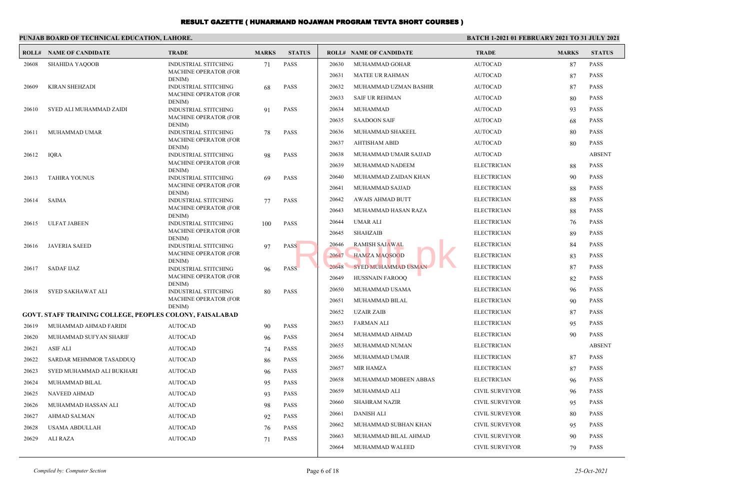# RESULT GAZETTE ( HUNARMAND NOJAWAN PROGRAM TEVTA SHORT COURSES )

**PUNJAB BOARD OF TECHNICAL EDUCATION, LAHORE.** **BATCH 1-2021 01 FEBRUARY 2021 TO 31 JULY 2021**

| ROLL# | NAME OF CANDIDATE | TRADE | MARKS | STATUS |
|---|---|---|---|---|
| 20608 | SHAHIDA YAQOOB | INDUSTRIAL STITCHING MACHINE OPERATOR (FOR DENIM) | 71 | PASS |
| 20609 | KIRAN SHEHZADI | INDUSTRIAL STITCHING MACHINE OPERATOR (FOR DENIM) | 68 | PASS |
| 20610 | SYED ALI MUHAMMAD ZAIDI | INDUSTRIAL STITCHING MACHINE OPERATOR (FOR DENIM) | 91 | PASS |
| 20611 | MUHAMMAD UMAR | INDUSTRIAL STITCHING MACHINE OPERATOR (FOR DENIM) | 78 | PASS |
| 20612 | IQRA | INDUSTRIAL STITCHING MACHINE OPERATOR (FOR DENIM) | 98 | PASS |
| 20613 | TAHIRA YOUNUS | INDUSTRIAL STITCHING MACHINE OPERATOR (FOR DENIM) | 69 | PASS |
| 20614 | SAIMA | INDUSTRIAL STITCHING MACHINE OPERATOR (FOR DENIM) | 77 | PASS |
| 20615 | ULFAT JABEEN | INDUSTRIAL STITCHING MACHINE OPERATOR (FOR DENIM) | 100 | PASS |
| 20616 | JAVERIA SAEED | INDUSTRIAL STITCHING MACHINE OPERATOR (FOR DENIM) | 97 | PASS |
| 20617 | SADAF IJAZ | INDUSTRIAL STITCHING MACHINE OPERATOR (FOR DENIM) | 96 | PASS |
| 20618 | SYED SAKHAWAT ALI | INDUSTRIAL STITCHING MACHINE OPERATOR (FOR DENIM) | 80 | PASS |

**GOVT. STAFF TRAINING COLLEGE, PEOPLES COLONY, FAISALABAD**

| ROLL# | NAME OF CANDIDATE | TRADE | MARKS | STATUS |
|---|---|---|---|---|
| 20619 | MUHAMMAD AHMAD FARIDI | AUTOCAD | 90 | PASS |
| 20620 | MUHAMMAD SUFYAN SHARIF | AUTOCAD | 96 | PASS |
| 20621 | ASIF ALI | AUTOCAD | 74 | PASS |
| 20622 | SARDAR MEHMMOR TASADDUQ | AUTOCAD | 86 | PASS |
| 20623 | SYED MUHAMMAD ALI BUKHARI | AUTOCAD | 96 | PASS |
| 20624 | MUHAMMAD BILAL | AUTOCAD | 95 | PASS |
| 20625 | NAVEED AHMAD | AUTOCAD | 93 | PASS |
| 20626 | MUHAMMAD HASSAN ALI | AUTOCAD | 98 | PASS |
| 20627 | AHMAD SALMAN | AUTOCAD | 92 | PASS |
| 20628 | USAMA ABDULLAH | AUTOCAD | 76 | PASS |
| 20629 | ALI RAZA | AUTOCAD | 71 | PASS |
| 20630 | MUHAMMAD GOHAR | AUTOCAD | 87 | PASS |
| 20631 | MATEE UR RAHMAN | AUTOCAD | 87 | PASS |
| 20632 | MUHAMMAD UZMAN BASHIR | AUTOCAD | 87 | PASS |
| 20633 | SAIF UR REHMAN | AUTOCAD | 80 | PASS |
| 20634 | MUHAMMAD | AUTOCAD | 93 | PASS |
| 20635 | SAADOON SAIF | AUTOCAD | 68 | PASS |
| 20636 | MUHAMMAD SHAKEEL | AUTOCAD | 80 | PASS |
| 20637 | AHTISHAM ABID | AUTOCAD | 80 | PASS |
| 20638 | MUHAMMAD UMAIR SAJJAD | AUTOCAD | | ABSENT |
| 20639 | MUHAMMAD NADEEM | ELECTRICIAN | 88 | PASS |
| 20640 | MUHAMMAD ZAIDAN KHAN | ELECTRICIAN | 90 | PASS |
| 20641 | MUHAMMAD SAJJAD | ELECTRICIAN | 88 | PASS |
| 20642 | AWAIS AHMAD BUTT | ELECTRICIAN | 88 | PASS |
| 20643 | MUHAMMAD HASAN RAZA | ELECTRICIAN | 88 | PASS |
| 20644 | UMAR ALI | ELECTRICIAN | 76 | PASS |
| 20645 | SHAHZAIB | ELECTRICIAN | 89 | PASS |
| 20646 | RAMISH SAJAWAL | ELECTRICIAN | 84 | PASS |
| 20647 | HAMZA MAQSOOD | ELECTRICIAN | 83 | PASS |
| 20648 | SYED MUHAMMAD USMAN | ELECTRICIAN | 87 | PASS |
| 20649 | HUSSNAIN FAROOQ | ELECTRICIAN | 82 | PASS |
| 20650 | MUHAMMAD USAMA | ELECTRICIAN | 96 | PASS |
| 20651 | MUHAMMAD BILAL | ELECTRICIAN | 90 | PASS |
| 20652 | UZAIR ZAIB | ELECTRICIAN | 87 | PASS |
| 20653 | FARMAN ALI | ELECTRICIAN | 95 | PASS |
| 20654 | MUHAMMAD AHMAD | ELECTRICIAN | 90 | PASS |
| 20655 | MUHAMMAD NUMAN | ELECTRICIAN | | ABSENT |
| 20656 | MUHAMMAD UMAIR | ELECTRICIAN | 87 | PASS |
| 20657 | MIR HAMZA | ELECTRICIAN | 87 | PASS |
| 20658 | MUHAMMAD MOBEEN ABBAS | ELECTRICIAN | 96 | PASS |
| 20659 | MUHAMMAD ALI | CIVIL SURVEYOR | 96 | PASS |
| 20660 | SHAHRAM NAZIR | CIVIL SURVEYOR | 95 | PASS |
| 20661 | DANISH ALI | CIVIL SURVEYOR | 80 | PASS |
| 20662 | MUHAMMAD SUBHAN KHAN | CIVIL SURVEYOR | 95 | PASS |
| 20663 | MUHAMMAD BILAL AHMAD | CIVIL SURVEYOR | 90 | PASS |
| 20664 | MUHAMMAD WALEED | CIVIL SURVEYOR | 79 | PASS |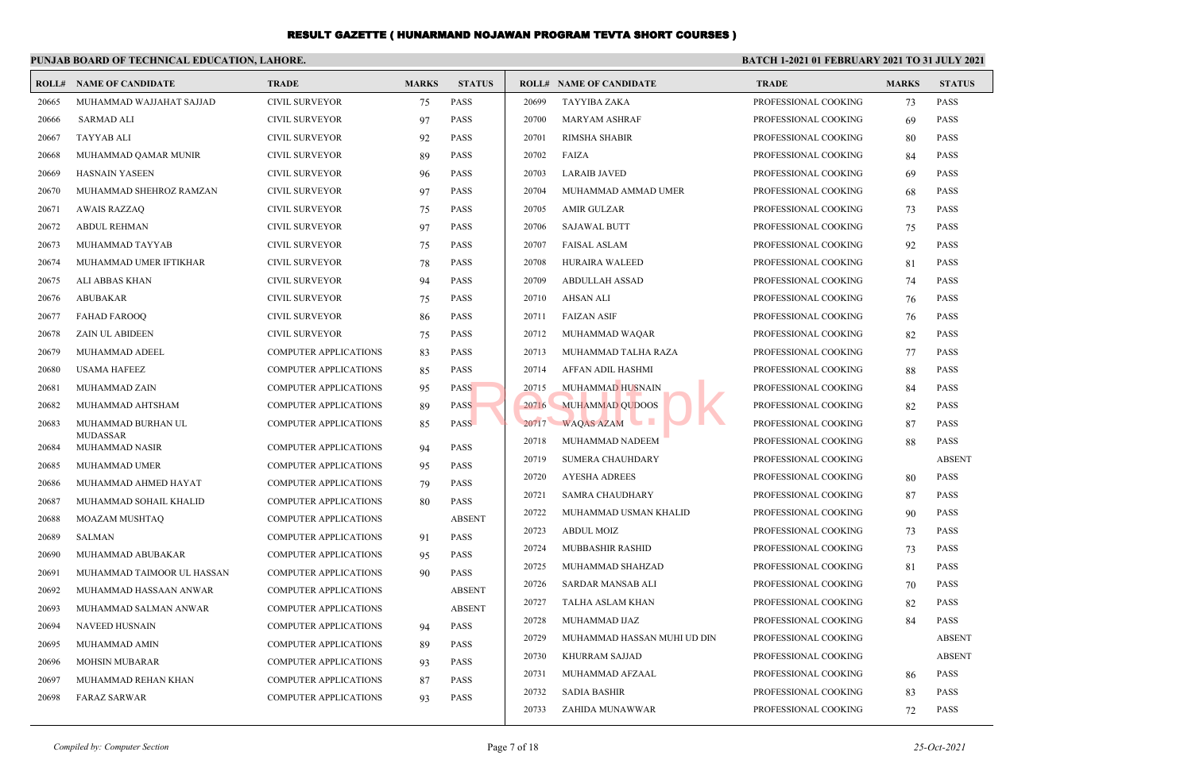# RESULT GAZETTE ( HUNARMAND NOJAWAN PROGRAM TEVTA SHORT COURSES )

**PUNJAB BOARD OF TECHNICAL EDUCATION, LAHORE.**

**BATCH 1-2021 01 FEBRUARY 2021 TO 31 JULY 2021**

| ROLL# | NAME OF CANDIDATE | TRADE | MARKS | STATUS |
|---|---|---|---|---|
| 20665 | MUHAMMAD WAJJAHAT SAJJAD | CIVIL SURVEYOR | 75 | PASS |
| 20666 | SARMAD ALI | CIVIL SURVEYOR | 97 | PASS |
| 20667 | TAYYAB ALI | CIVIL SURVEYOR | 92 | PASS |
| 20668 | MUHAMMAD QAMAR MUNIR | CIVIL SURVEYOR | 89 | PASS |
| 20669 | HASNAIN YASEEN | CIVIL SURVEYOR | 96 | PASS |
| 20670 | MUHAMMAD SHEHROZ RAMZAN | CIVIL SURVEYOR | 97 | PASS |
| 20671 | AWAIS RAZZAQ | CIVIL SURVEYOR | 75 | PASS |
| 20672 | ABDUL REHMAN | CIVIL SURVEYOR | 97 | PASS |
| 20673 | MUHAMMAD TAYYAB | CIVIL SURVEYOR | 75 | PASS |
| 20674 | MUHAMMAD UMER IFTIKHAR | CIVIL SURVEYOR | 78 | PASS |
| 20675 | ALI ABBAS KHAN | CIVIL SURVEYOR | 94 | PASS |
| 20676 | ABUBAKAR | CIVIL SURVEYOR | 75 | PASS |
| 20677 | FAHAD FAROOQ | CIVIL SURVEYOR | 86 | PASS |
| 20678 | ZAIN UL ABIDEEN | CIVIL SURVEYOR | 75 | PASS |
| 20679 | MUHAMMAD ADEEL | COMPUTER APPLICATIONS | 83 | PASS |
| 20680 | USAMA HAFEEZ | COMPUTER APPLICATIONS | 85 | PASS |
| 20681 | MUHAMMAD ZAIN | COMPUTER APPLICATIONS | 95 | PASS |
| 20682 | MUHAMMAD AHTSHAM | COMPUTER APPLICATIONS | 89 | PASS |
| 20683 | MUHAMMAD BURHAN UL MUDASSAR | COMPUTER APPLICATIONS | 85 | PASS |
| 20684 | MUHAMMAD NASIR | COMPUTER APPLICATIONS | 94 | PASS |
| 20685 | MUHAMMAD UMER | COMPUTER APPLICATIONS | 95 | PASS |
| 20686 | MUHAMMAD AHMED HAYAT | COMPUTER APPLICATIONS | 79 | PASS |
| 20687 | MUHAMMAD SOHAIL KHALID | COMPUTER APPLICATIONS | 80 | PASS |
| 20688 | MOAZAM MUSHTAQ | COMPUTER APPLICATIONS | | ABSENT |
| 20689 | SALMAN | COMPUTER APPLICATIONS | 91 | PASS |
| 20690 | MUHAMMAD ABUBAKAR | COMPUTER APPLICATIONS | 95 | PASS |
| 20691 | MUHAMMAD TAIMOOR UL HASSAN | COMPUTER APPLICATIONS | 90 | PASS |
| 20692 | MUHAMMAD HASSAAN ANWAR | COMPUTER APPLICATIONS | | ABSENT |
| 20693 | MUHAMMAD SALMAN ANWAR | COMPUTER APPLICATIONS | | ABSENT |
| 20694 | NAVEED HUSNAIN | COMPUTER APPLICATIONS | 94 | PASS |
| 20695 | MUHAMMAD AMIN | COMPUTER APPLICATIONS | 89 | PASS |
| 20696 | MOHSIN MUBARAR | COMPUTER APPLICATIONS | 93 | PASS |
| 20697 | MUHAMMAD REHAN KHAN | COMPUTER APPLICATIONS | 87 | PASS |
| 20698 | FARAZ SARWAR | COMPUTER APPLICATIONS | 93 | PASS |
| 20699 | TAYYIBA ZAKA | PROFESSIONAL COOKING | 73 | PASS |
| 20700 | MARYAM ASHRAF | PROFESSIONAL COOKING | 69 | PASS |
| 20701 | RIMSHA SHABIR | PROFESSIONAL COOKING | 80 | PASS |
| 20702 | FAIZA | PROFESSIONAL COOKING | 84 | PASS |
| 20703 | LARAIB JAVED | PROFESSIONAL COOKING | 69 | PASS |
| 20704 | MUHAMMAD AMMAD UMER | PROFESSIONAL COOKING | 68 | PASS |
| 20705 | AMIR GULZAR | PROFESSIONAL COOKING | 73 | PASS |
| 20706 | SAJAWAL BUTT | PROFESSIONAL COOKING | 75 | PASS |
| 20707 | FAISAL ASLAM | PROFESSIONAL COOKING | 92 | PASS |
| 20708 | HURAIRA WALEED | PROFESSIONAL COOKING | 81 | PASS |
| 20709 | ABDULLAH ASSAD | PROFESSIONAL COOKING | 74 | PASS |
| 20710 | AHSAN ALI | PROFESSIONAL COOKING | 76 | PASS |
| 20711 | FAIZAN ASIF | PROFESSIONAL COOKING | 76 | PASS |
| 20712 | MUHAMMAD WAQAR | PROFESSIONAL COOKING | 82 | PASS |
| 20713 | MUHAMMAD TALHA RAZA | PROFESSIONAL COOKING | 77 | PASS |
| 20714 | AFFAN ADIL HASHMI | PROFESSIONAL COOKING | 88 | PASS |
| 20715 | MUHAMMAD HUSNAIN | PROFESSIONAL COOKING | 84 | PASS |
| 20716 | MUHAMMAD QUDOOS | PROFESSIONAL COOKING | 82 | PASS |
| 20717 | WAQAS AZAM | PROFESSIONAL COOKING | 87 | PASS |
| 20718 | MUHAMMAD NADEEM | PROFESSIONAL COOKING | 88 | PASS |
| 20719 | SUMERA CHAUHDARY | PROFESSIONAL COOKING | | ABSENT |
| 20720 | AYESHA ADREES | PROFESSIONAL COOKING | 80 | PASS |
| 20721 | SAMRA CHAUDHARY | PROFESSIONAL COOKING | 87 | PASS |
| 20722 | MUHAMMAD USMAN KHALID | PROFESSIONAL COOKING | 90 | PASS |
| 20723 | ABDUL MOIZ | PROFESSIONAL COOKING | 73 | PASS |
| 20724 | MUBBASHIR RASHID | PROFESSIONAL COOKING | 73 | PASS |
| 20725 | MUHAMMAD SHAHZAD | PROFESSIONAL COOKING | 81 | PASS |
| 20726 | SARDAR MANSAB ALI | PROFESSIONAL COOKING | 70 | PASS |
| 20727 | TALHA ASLAM KHAN | PROFESSIONAL COOKING | 82 | PASS |
| 20728 | MUHAMMAD IJAZ | PROFESSIONAL COOKING | 84 | PASS |
| 20729 | MUHAMMAD HASSAN MUHI UD DIN | PROFESSIONAL COOKING | | ABSENT |
| 20730 | KHURRAM SAJJAD | PROFESSIONAL COOKING | | ABSENT |
| 20731 | MUHAMMAD AFZAAL | PROFESSIONAL COOKING | 86 | PASS |
| 20732 | SADIA BASHIR | PROFESSIONAL COOKING | 83 | PASS |
| 20733 | ZAHIDA MUNAWWAR | PROFESSIONAL COOKING | 72 | PASS |

*Compiled by: Computer Section*

*25-Oct-2021*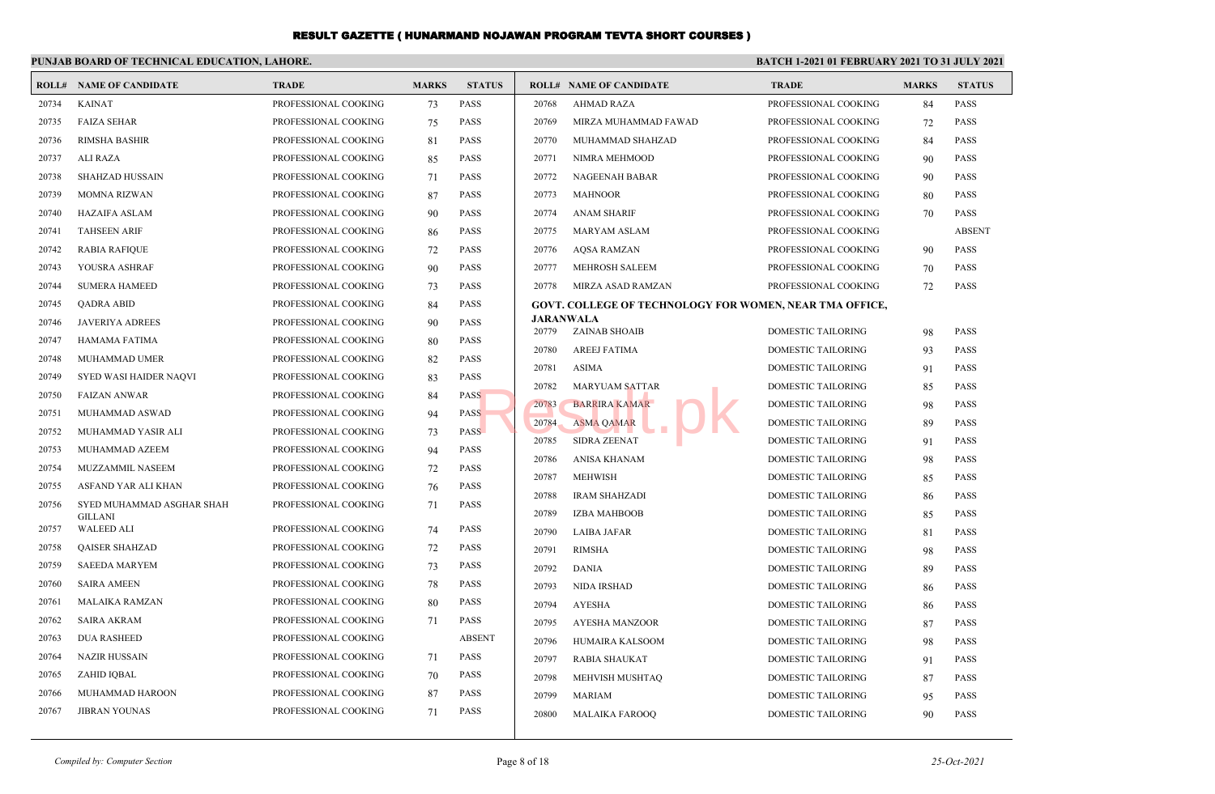# RESULT GAZETTE ( HUNARMAND NOJAWAN PROGRAM TEVTA SHORT COURSES )

**PUNJAB BOARD OF TECHNICAL EDUCATION, LAHORE.**

**BATCH 1-2021 01 FEBRUARY 2021 TO 31 JULY 2021**

| ROLL# | NAME OF CANDIDATE | TRADE | MARKS | STATUS |
|---|---|---|---|---|
| 20734 | KAINAT | PROFESSIONAL COOKING | 73 | PASS |
| 20735 | FAIZA SEHAR | PROFESSIONAL COOKING | 75 | PASS |
| 20736 | RIMSHA BASHIR | PROFESSIONAL COOKING | 81 | PASS |
| 20737 | ALI RAZA | PROFESSIONAL COOKING | 85 | PASS |
| 20738 | SHAHZAD HUSSAIN | PROFESSIONAL COOKING | 71 | PASS |
| 20739 | MOMNA RIZWAN | PROFESSIONAL COOKING | 87 | PASS |
| 20740 | HAZAIFA ASLAM | PROFESSIONAL COOKING | 90 | PASS |
| 20741 | TAHSEEN ARIF | PROFESSIONAL COOKING | 86 | PASS |
| 20742 | RABIA RAFIQUE | PROFESSIONAL COOKING | 72 | PASS |
| 20743 | YOUSRA ASHRAF | PROFESSIONAL COOKING | 90 | PASS |
| 20744 | SUMERA HAMEED | PROFESSIONAL COOKING | 73 | PASS |
| 20745 | QADRA ABID | PROFESSIONAL COOKING | 84 | PASS |
| 20746 | JAVERIYA ADREES | PROFESSIONAL COOKING | 90 | PASS |
| 20747 | HAMAMA FATIMA | PROFESSIONAL COOKING | 80 | PASS |
| 20748 | MUHAMMAD UMER | PROFESSIONAL COOKING | 82 | PASS |
| 20749 | SYED WASI HAIDER NAQVI | PROFESSIONAL COOKING | 83 | PASS |
| 20750 | FAIZAN ANWAR | PROFESSIONAL COOKING | 84 | PASS |
| 20751 | MUHAMMAD ASWAD | PROFESSIONAL COOKING | 94 | PASS |
| 20752 | MUHAMMAD YASIR ALI | PROFESSIONAL COOKING | 73 | PASS |
| 20753 | MUHAMMAD AZEEM | PROFESSIONAL COOKING | 94 | PASS |
| 20754 | MUZZAMMIL NASEEM | PROFESSIONAL COOKING | 72 | PASS |
| 20755 | ASFAND YAR ALI KHAN | PROFESSIONAL COOKING | 76 | PASS |
| 20756 | SYED MUHAMMAD ASGHAR SHAH GILLANI | PROFESSIONAL COOKING | 71 | PASS |
| 20757 | WALEED ALI | PROFESSIONAL COOKING | 74 | PASS |
| 20758 | QAISER SHAHZAD | PROFESSIONAL COOKING | 72 | PASS |
| 20759 | SAEEDA MARYEM | PROFESSIONAL COOKING | 73 | PASS |
| 20760 | SAIRA AMEEN | PROFESSIONAL COOKING | 78 | PASS |
| 20761 | MALAIKA RAMZAN | PROFESSIONAL COOKING | 80 | PASS |
| 20762 | SAIRA AKRAM | PROFESSIONAL COOKING | 71 | PASS |
| 20763 | DUA RASHEED | PROFESSIONAL COOKING | | ABSENT |
| 20764 | NAZIR HUSSAIN | PROFESSIONAL COOKING | 71 | PASS |
| 20765 | ZAHID IQBAL | PROFESSIONAL COOKING | 70 | PASS |
| 20766 | MUHAMMAD HAROON | PROFESSIONAL COOKING | 87 | PASS |
| 20767 | JIBRAN YOUNAS | PROFESSIONAL COOKING | 71 | PASS |
| 20768 | AHMAD RAZA | PROFESSIONAL COOKING | 84 | PASS |
| 20769 | MIRZA MUHAMMAD FAWAD | PROFESSIONAL COOKING | 72 | PASS |
| 20770 | MUHAMMAD SHAHZAD | PROFESSIONAL COOKING | 84 | PASS |
| 20771 | NIMRA MEHMOOD | PROFESSIONAL COOKING | 90 | PASS |
| 20772 | NAGEENAH BABAR | PROFESSIONAL COOKING | 90 | PASS |
| 20773 | MAHNOOR | PROFESSIONAL COOKING | 80 | PASS |
| 20774 | ANAM SHARIF | PROFESSIONAL COOKING | 70 | PASS |
| 20775 | MARYAM ASLAM | PROFESSIONAL COOKING | | ABSENT |
| 20776 | AQSA RAMZAN | PROFESSIONAL COOKING | 90 | PASS |
| 20777 | MEHROSH SALEEM | PROFESSIONAL COOKING | 70 | PASS |
| 20778 | MIRZA ASAD RAMZAN | PROFESSIONAL COOKING | 72 | PASS |

**GOVT. COLLEGE OF TECHNOLOGY FOR WOMEN, NEAR TMA OFFICE, JARANWALA**

| ROLL# | NAME OF CANDIDATE | TRADE | MARKS | STATUS |
|---|---|---|---|---|
| 20779 | ZAINAB SHOAIB | DOMESTIC TAILORING | 98 | PASS |
| 20780 | AREEJ FATIMA | DOMESTIC TAILORING | 93 | PASS |
| 20781 | ASIMA | DOMESTIC TAILORING | 91 | PASS |
| 20782 | MARYUAM SATTAR | DOMESTIC TAILORING | 85 | PASS |
| 20783 | BARRIRA KAMAR | DOMESTIC TAILORING | 98 | PASS |
| 20784 | ASMA QAMAR | DOMESTIC TAILORING | 89 | PASS |
| 20785 | SIDRA ZEENAT | DOMESTIC TAILORING | 91 | PASS |
| 20786 | ANISA KHANAM | DOMESTIC TAILORING | 98 | PASS |
| 20787 | MEHWISH | DOMESTIC TAILORING | 85 | PASS |
| 20788 | IRAM SHAHZADI | DOMESTIC TAILORING | 86 | PASS |
| 20789 | IZBA MAHBOOB | DOMESTIC TAILORING | 85 | PASS |
| 20790 | LAIBA JAFAR | DOMESTIC TAILORING | 81 | PASS |
| 20791 | RIMSHA | DOMESTIC TAILORING | 98 | PASS |
| 20792 | DANIA | DOMESTIC TAILORING | 89 | PASS |
| 20793 | NIDA IRSHAD | DOMESTIC TAILORING | 86 | PASS |
| 20794 | AYESHA | DOMESTIC TAILORING | 86 | PASS |
| 20795 | AYESHA MANZOOR | DOMESTIC TAILORING | 87 | PASS |
| 20796 | HUMAIRA KALSOOM | DOMESTIC TAILORING | 98 | PASS |
| 20797 | RABIA SHAUKAT | DOMESTIC TAILORING | 91 | PASS |
| 20798 | MEHVISH MUSHTAQ | DOMESTIC TAILORING | 87 | PASS |
| 20799 | MARIAM | DOMESTIC TAILORING | 95 | PASS |
| 20800 | MALAIKA FAROOQ | DOMESTIC TAILORING | 90 | PASS |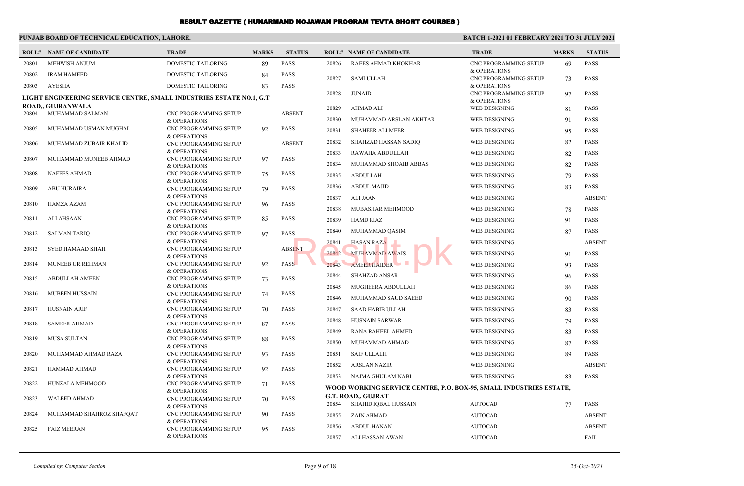# RESULT GAZETTE ( HUNARMAND NOJAWAN PROGRAM TEVTA SHORT COURSES )

**PUNJAB BOARD OF TECHNICAL EDUCATION, LAHORE.** **BATCH 1-2021 01 FEBRUARY 2021 TO 31 JULY 2021**

| ROLL# | NAME OF CANDIDATE | TRADE | MARKS | STATUS |
|---|---|---|---|---|
| 20801 | MEHWISH ANJUM | DOMESTIC TAILORING | 89 | PASS |
| 20802 | IRAM HAMEED | DOMESTIC TAILORING | 84 | PASS |
| 20803 | AYESHA | DOMESTIC TAILORING | 83 | PASS |

**LIGHT ENGINEERING SERVICE CENTRE, SMALL INDUSTRIES ESTATE NO.1, G.T ROAD,, GUJRANWALA**

| ROLL# | NAME OF CANDIDATE | TRADE | MARKS | STATUS |
|---|---|---|---|---|
| 20804 | MUHAMMAD SALMAN | CNC PROGRAMMING SETUP & OPERATIONS | | ABSENT |
| 20805 | MUHAMMAD USMAN MUGHAL | CNC PROGRAMMING SETUP & OPERATIONS | 92 | PASS |
| 20806 | MUHAMMAD ZUBAIR KHALID | CNC PROGRAMMING SETUP & OPERATIONS | | ABSENT |
| 20807 | MUHAMMAD MUNEEB AHMAD | CNC PROGRAMMING SETUP & OPERATIONS | 97 | PASS |
| 20808 | NAFEES AHMAD | CNC PROGRAMMING SETUP & OPERATIONS | 75 | PASS |
| 20809 | ABU HURAIRA | CNC PROGRAMMING SETUP & OPERATIONS | 79 | PASS |
| 20810 | HAMZA AZAM | CNC PROGRAMMING SETUP & OPERATIONS | 96 | PASS |
| 20811 | ALI AHSAAN | CNC PROGRAMMING SETUP & OPERATIONS | 85 | PASS |
| 20812 | SALMAN TARIQ | CNC PROGRAMMING SETUP & OPERATIONS | 97 | PASS |
| 20813 | SYED HAMAAD SHAH | CNC PROGRAMMING SETUP & OPERATIONS | | ABSENT |
| 20814 | MUNEEB UR REHMAN | CNC PROGRAMMING SETUP & OPERATIONS | 92 | PASS |
| 20815 | ABDULLAH AMEEN | CNC PROGRAMMING SETUP & OPERATIONS | 73 | PASS |
| 20816 | MUBEEN HUSSAIN | CNC PROGRAMMING SETUP & OPERATIONS | 74 | PASS |
| 20817 | HUSNAIN ARIF | CNC PROGRAMMING SETUP & OPERATIONS | 70 | PASS |
| 20818 | SAMEER AHMAD | CNC PROGRAMMING SETUP & OPERATIONS | 87 | PASS |
| 20819 | MUSA SULTAN | CNC PROGRAMMING SETUP & OPERATIONS | 88 | PASS |
| 20820 | MUHAMMAD AHMAD RAZA | CNC PROGRAMMING SETUP & OPERATIONS | 93 | PASS |
| 20821 | HAMMAD AHMAD | CNC PROGRAMMING SETUP & OPERATIONS | 92 | PASS |
| 20822 | HUNZALA MEHMOOD | CNC PROGRAMMING SETUP & OPERATIONS | 71 | PASS |
| 20823 | WALEED AHMAD | CNC PROGRAMMING SETUP & OPERATIONS | 70 | PASS |
| 20824 | MUHAMMAD SHAHROZ SHAFQAT | CNC PROGRAMMING SETUP & OPERATIONS | 90 | PASS |
| 20825 | FAIZ MEERAN | CNC PROGRAMMING SETUP & OPERATIONS | 95 | PASS |
| 20826 | RAEES AHMAD KHOKHAR | CNC PROGRAMMING SETUP & OPERATIONS | 69 | PASS |
| 20827 | SAMI ULLAH | CNC PROGRAMMING SETUP & OPERATIONS | 73 | PASS |
| 20828 | JUNAID | CNC PROGRAMMING SETUP & OPERATIONS | 97 | PASS |
| 20829 | AHMAD ALI | WEB DESIGNING | 81 | PASS |
| 20830 | MUHAMMAD ARSLAN AKHTAR | WEB DESIGNING | 91 | PASS |
| 20831 | SHAHEER ALI MEER | WEB DESIGNING | 95 | PASS |
| 20832 | SHAHZAD HASSAN SADIQ | WEB DESIGNING | 82 | PASS |
| 20833 | RAWAHA ABDULLAH | WEB DESIGNING | 82 | PASS |
| 20834 | MUHAMMAD SHOAIB ABBAS | WEB DESIGNING | 82 | PASS |
| 20835 | ABDULLAH | WEB DESIGNING | 79 | PASS |
| 20836 | ABDUL MAJID | WEB DESIGNING | 83 | PASS |
| 20837 | ALI JAAN | WEB DESIGNING | | ABSENT |
| 20838 | MUBASHAR MEHMOOD | WEB DESIGNING | 78 | PASS |
| 20839 | HAMD RIAZ | WEB DESIGNING | 91 | PASS |
| 20840 | MUHAMMAD QASIM | WEB DESIGNING | 87 | PASS |
| 20841 | HASAN RAZA | WEB DESIGNING | | ABSENT |
| 20842 | MUHAMMAD AWAIS | WEB DESIGNING | 91 | PASS |
| 20843 | AMEER HAIDER | WEB DESIGNING | 93 | PASS |
| 20844 | SHAHZAD ANSAR | WEB DESIGNING | 96 | PASS |
| 20845 | MUGHEERA ABDULLAH | WEB DESIGNING | 86 | PASS |
| 20846 | MUHAMMAD SAUD SAEED | WEB DESIGNING | 90 | PASS |
| 20847 | SAAD HABIB ULLAH | WEB DESIGNING | 83 | PASS |
| 20848 | HUSNAIN SARWAR | WEB DESIGNING | 79 | PASS |
| 20849 | RANA RAHEEL AHMED | WEB DESIGNING | 83 | PASS |
| 20850 | MUHAMMAD AHMAD | WEB DESIGNING | 87 | PASS |
| 20851 | SAIF ULLALH | WEB DESIGNING | 89 | PASS |
| 20852 | ARSLAN NAZIR | WEB DESIGNING | | ABSENT |
| 20853 | NAJMA GHULAM NABI | WEB DESIGNING | 83 | PASS |

**WOOD WORKING SERVICE CENTRE, P.O. BOX-95, SMALL INDUSTRIES ESTATE, G.T. ROAD,, GUJRAT**

| ROLL# | NAME OF CANDIDATE | TRADE | MARKS | STATUS |
|---|---|---|---|---|
| 20854 | SHAHID IQBAL HUSSAIN | AUTOCAD | 77 | PASS |
| 20855 | ZAIN AHMAD | AUTOCAD | | ABSENT |
| 20856 | ABDUL HANAN | AUTOCAD | | ABSENT |
| 20857 | ALI HASSAN AWAN | AUTOCAD | | FAIL |

*Compiled by: Computer Section* *25-Oct-2021*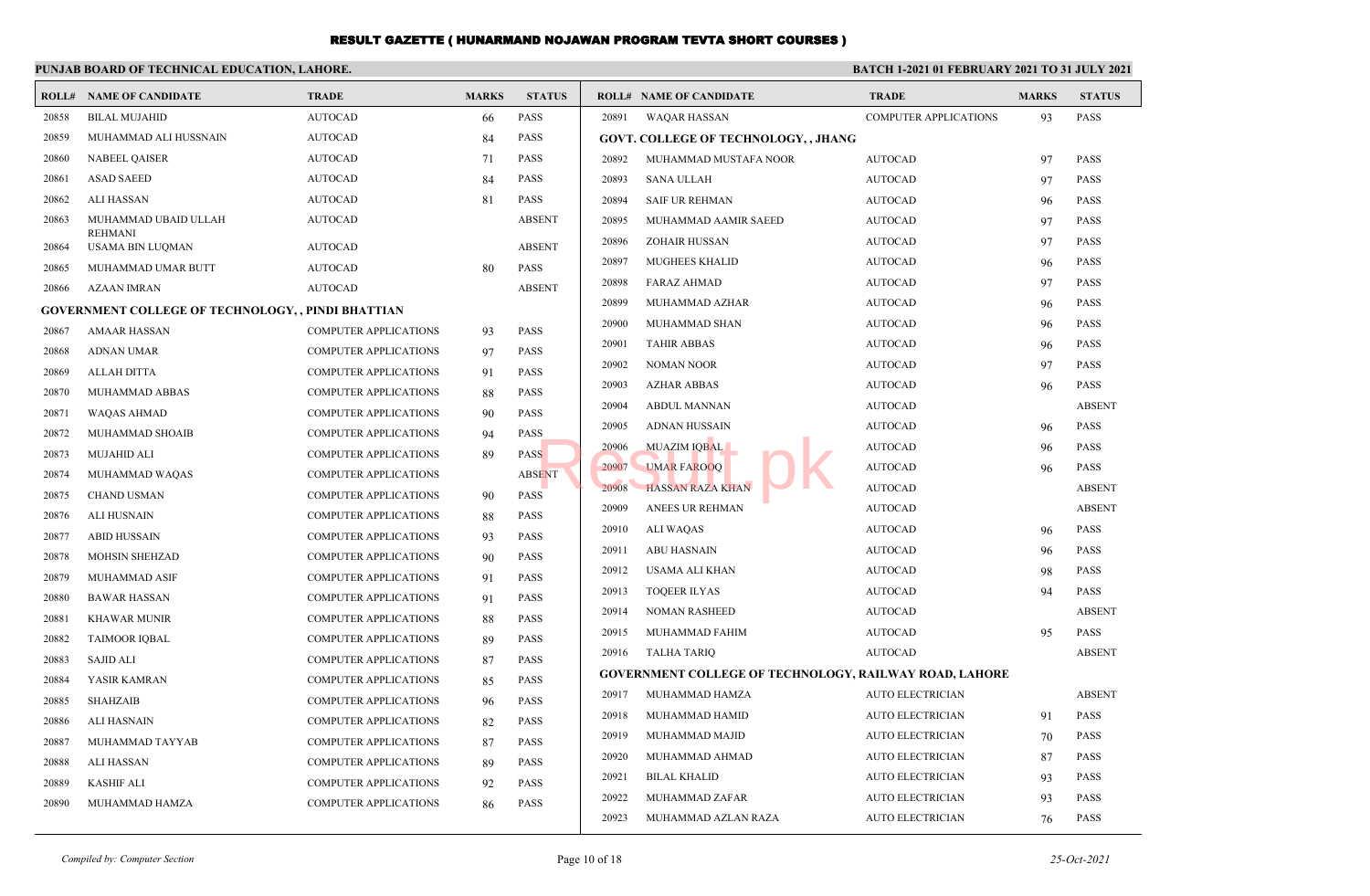# RESULT GAZETTE ( HUNARMAND NOJAWAN PROGRAM TEVTA SHORT COURSES )

**PUNJAB BOARD OF TECHNICAL EDUCATION, LAHORE.** **BATCH 1-2021 01 FEBRUARY 2021 TO 31 JULY 2021**

| ROLL# | NAME OF CANDIDATE | TRADE | MARKS | STATUS |
|---|---|---|---|---|
| 20858 | BILAL MUJAHID | AUTOCAD | 66 | PASS |
| 20859 | MUHAMMAD ALI HUSSNAIN | AUTOCAD | 84 | PASS |
| 20860 | NABEEL QAISER | AUTOCAD | 71 | PASS |
| 20861 | ASAD SAEED | AUTOCAD | 84 | PASS |
| 20862 | ALI HASSAN | AUTOCAD | 81 | PASS |
| 20863 | MUHAMMAD UBAID ULLAH REHMANI | AUTOCAD | | ABSENT |
| 20864 | USAMA BIN LUQMAN | AUTOCAD | | ABSENT |
| 20865 | MUHAMMAD UMAR BUTT | AUTOCAD | 80 | PASS |
| 20866 | AZAAN IMRAN | AUTOCAD | | ABSENT |
| **GOVERNMENT COLLEGE OF TECHNOLOGY, , PINDI BHATTIAN** | | | | |
| 20867 | AMAAR HASSAN | COMPUTER APPLICATIONS | 93 | PASS |
| 20868 | ADNAN UMAR | COMPUTER APPLICATIONS | 97 | PASS |
| 20869 | ALLAH DITTA | COMPUTER APPLICATIONS | 91 | PASS |
| 20870 | MUHAMMAD ABBAS | COMPUTER APPLICATIONS | 88 | PASS |
| 20871 | WAQAS AHMAD | COMPUTER APPLICATIONS | 90 | PASS |
| 20872 | MUHAMMAD SHOAIB | COMPUTER APPLICATIONS | 94 | PASS |
| 20873 | MUJAHID ALI | COMPUTER APPLICATIONS | 89 | PASS |
| 20874 | MUHAMMAD WAQAS | COMPUTER APPLICATIONS | | ABSENT |
| 20875 | CHAND USMAN | COMPUTER APPLICATIONS | 90 | PASS |
| 20876 | ALI HUSNAIN | COMPUTER APPLICATIONS | 88 | PASS |
| 20877 | ABID HUSSAIN | COMPUTER APPLICATIONS | 93 | PASS |
| 20878 | MOHSIN SHEHZAD | COMPUTER APPLICATIONS | 90 | PASS |
| 20879 | MUHAMMAD ASIF | COMPUTER APPLICATIONS | 91 | PASS |
| 20880 | BAWAR HASSAN | COMPUTER APPLICATIONS | 91 | PASS |
| 20881 | KHAWAR MUNIR | COMPUTER APPLICATIONS | 88 | PASS |
| 20882 | TAIMOOR IQBAL | COMPUTER APPLICATIONS | 89 | PASS |
| 20883 | SAJID ALI | COMPUTER APPLICATIONS | 87 | PASS |
| 20884 | YASIR KAMRAN | COMPUTER APPLICATIONS | 85 | PASS |
| 20885 | SHAHZAIB | COMPUTER APPLICATIONS | 96 | PASS |
| 20886 | ALI HASNAIN | COMPUTER APPLICATIONS | 82 | PASS |
| 20887 | MUHAMMAD TAYYAB | COMPUTER APPLICATIONS | 87 | PASS |
| 20888 | ALI HASSAN | COMPUTER APPLICATIONS | 89 | PASS |
| 20889 | KASHIF ALI | COMPUTER APPLICATIONS | 92 | PASS |
| 20890 | MUHAMMAD HAMZA | COMPUTER APPLICATIONS | 86 | PASS |
| 20891 | WAQAR HASSAN | COMPUTER APPLICATIONS | 93 | PASS |
| **GOVT. COLLEGE OF TECHNOLOGY, , JHANG** | | | | |
| 20892 | MUHAMMAD MUSTAFA NOOR | AUTOCAD | 97 | PASS |
| 20893 | SANA ULLAH | AUTOCAD | 97 | PASS |
| 20894 | SAIF UR REHMAN | AUTOCAD | 96 | PASS |
| 20895 | MUHAMMAD AAMIR SAEED | AUTOCAD | 97 | PASS |
| 20896 | ZOHAIR HUSSAN | AUTOCAD | 97 | PASS |
| 20897 | MUGHEES KHALID | AUTOCAD | 96 | PASS |
| 20898 | FARAZ AHMAD | AUTOCAD | 97 | PASS |
| 20899 | MUHAMMAD AZHAR | AUTOCAD | 96 | PASS |
| 20900 | MUHAMMAD SHAN | AUTOCAD | 96 | PASS |
| 20901 | TAHIR ABBAS | AUTOCAD | 96 | PASS |
| 20902 | NOMAN NOOR | AUTOCAD | 97 | PASS |
| 20903 | AZHAR ABBAS | AUTOCAD | 96 | PASS |
| 20904 | ABDUL MANNAN | AUTOCAD | | ABSENT |
| 20905 | ADNAN HUSSAIN | AUTOCAD | 96 | PASS |
| 20906 | MUAZIM IQBAL | AUTOCAD | 96 | PASS |
| 20907 | UMAR FAROOQ | AUTOCAD | 96 | PASS |
| 20908 | HASSAN RAZA KHAN | AUTOCAD | | ABSENT |
| 20909 | ANEES UR REHMAN | AUTOCAD | | ABSENT |
| 20910 | ALI WAQAS | AUTOCAD | 96 | PASS |
| 20911 | ABU HASNAIN | AUTOCAD | 96 | PASS |
| 20912 | USAMA ALI KHAN | AUTOCAD | 98 | PASS |
| 20913 | TOQEER ILYAS | AUTOCAD | 94 | PASS |
| 20914 | NOMAN RASHEED | AUTOCAD | | ABSENT |
| 20915 | MUHAMMAD FAHIM | AUTOCAD | 95 | PASS |
| 20916 | TALHA TARIQ | AUTOCAD | | ABSENT |
| **GOVERNMENT COLLEGE OF TECHNOLOGY, RAILWAY ROAD, LAHORE** | | | | |
| 20917 | MUHAMMAD HAMZA | AUTO ELECTRICIAN | | ABSENT |
| 20918 | MUHAMMAD HAMID | AUTO ELECTRICIAN | 91 | PASS |
| 20919 | MUHAMMAD MAJID | AUTO ELECTRICIAN | 70 | PASS |
| 20920 | MUHAMMAD AHMAD | AUTO ELECTRICIAN | 87 | PASS |
| 20921 | BILAL KHALID | AUTO ELECTRICIAN | 93 | PASS |
| 20922 | MUHAMMAD ZAFAR | AUTO ELECTRICIAN | 93 | PASS |
| 20923 | MUHAMMAD AZLAN RAZA | AUTO ELECTRICIAN | 76 | PASS |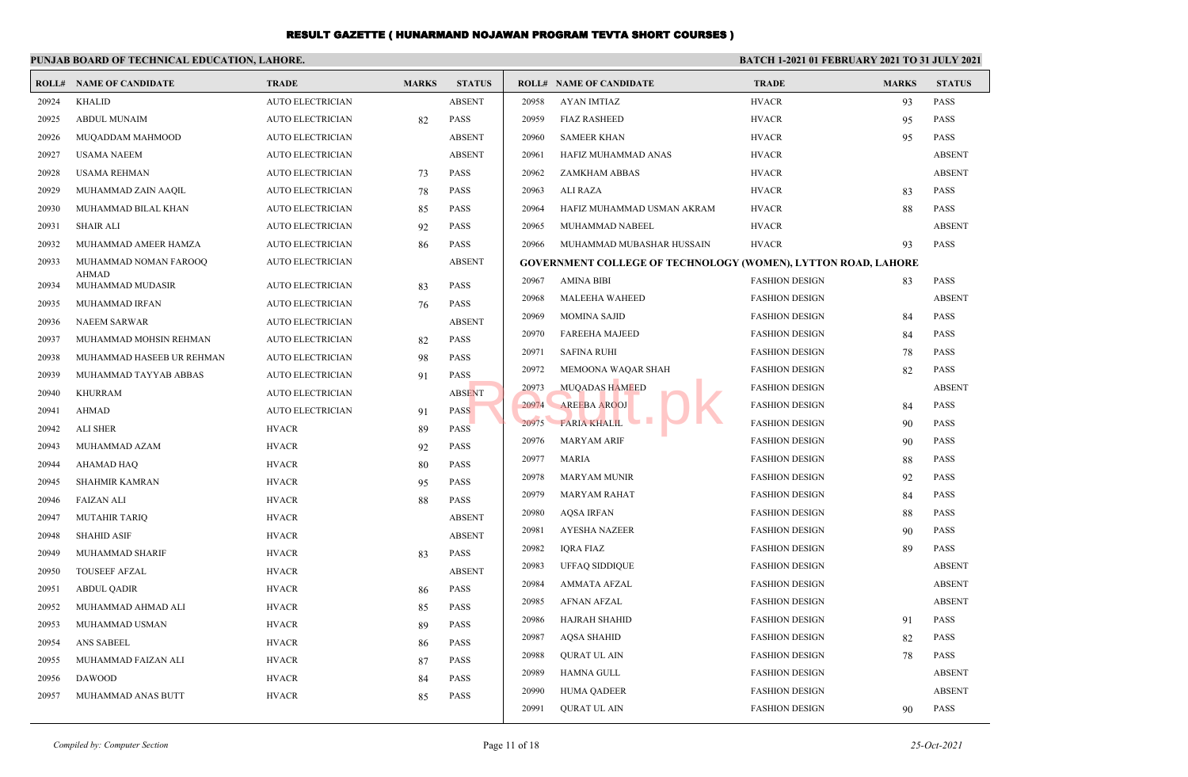# RESULT GAZETTE ( HUNARMAND NOJAWAN PROGRAM TEVTA SHORT COURSES )

**PUNJAB BOARD OF TECHNICAL EDUCATION, LAHORE.**

**BATCH 1-2021 01 FEBRUARY 2021 TO 31 JULY 2021**

| ROLL# | NAME OF CANDIDATE | TRADE | MARKS | STATUS |
|---|---|---|---|---|
| 20924 | KHALID | AUTO ELECTRICIAN | | ABSENT |
| 20925 | ABDUL MUNAIM | AUTO ELECTRICIAN | 82 | PASS |
| 20926 | MUQADDAM MAHMOOD | AUTO ELECTRICIAN | | ABSENT |
| 20927 | USAMA NAEEM | AUTO ELECTRICIAN | | ABSENT |
| 20928 | USAMA REHMAN | AUTO ELECTRICIAN | 73 | PASS |
| 20929 | MUHAMMAD ZAIN AAQIL | AUTO ELECTRICIAN | 78 | PASS |
| 20930 | MUHAMMAD BILAL KHAN | AUTO ELECTRICIAN | 85 | PASS |
| 20931 | SHAIR ALI | AUTO ELECTRICIAN | 92 | PASS |
| 20932 | MUHAMMAD AMEER HAMZA | AUTO ELECTRICIAN | 86 | PASS |
| 20933 | MUHAMMAD NOMAN FAROOQ AHMAD | AUTO ELECTRICIAN | | ABSENT |
| 20934 | MUHAMMAD MUDASIR | AUTO ELECTRICIAN | 83 | PASS |
| 20935 | MUHAMMAD IRFAN | AUTO ELECTRICIAN | 76 | PASS |
| 20936 | NAEEM SARWAR | AUTO ELECTRICIAN | | ABSENT |
| 20937 | MUHAMMAD MOHSIN REHMAN | AUTO ELECTRICIAN | 82 | PASS |
| 20938 | MUHAMMAD HASEEB UR REHMAN | AUTO ELECTRICIAN | 98 | PASS |
| 20939 | MUHAMMAD TAYYAB ABBAS | AUTO ELECTRICIAN | 91 | PASS |
| 20940 | KHURRAM | AUTO ELECTRICIAN | | ABSENT |
| 20941 | AHMAD | AUTO ELECTRICIAN | 91 | PASS |
| 20942 | ALI SHER | HVACR | 89 | PASS |
| 20943 | MUHAMMAD AZAM | HVACR | 92 | PASS |
| 20944 | AHAMAD HAQ | HVACR | 80 | PASS |
| 20945 | SHAHMIR KAMRAN | HVACR | 95 | PASS |
| 20946 | FAIZAN ALI | HVACR | 88 | PASS |
| 20947 | MUTAHIR TARIQ | HVACR | | ABSENT |
| 20948 | SHAHID ASIF | HVACR | | ABSENT |
| 20949 | MUHAMMAD SHARIF | HVACR | 83 | PASS |
| 20950 | TOUSEEF AFZAL | HVACR | | ABSENT |
| 20951 | ABDUL QADIR | HVACR | 86 | PASS |
| 20952 | MUHAMMAD AHMAD ALI | HVACR | 85 | PASS |
| 20953 | MUHAMMAD USMAN | HVACR | 89 | PASS |
| 20954 | ANS SABEEL | HVACR | 86 | PASS |
| 20955 | MUHAMMAD FAIZAN ALI | HVACR | 87 | PASS |
| 20956 | DAWOOD | HVACR | 84 | PASS |
| 20957 | MUHAMMAD ANAS BUTT | HVACR | 85 | PASS |
| 20958 | AYAN IMTIAZ | HVACR | 93 | PASS |
| 20959 | FIAZ RASHEED | HVACR | 95 | PASS |
| 20960 | SAMEER KHAN | HVACR | 95 | PASS |
| 20961 | HAFIZ MUHAMMAD ANAS | HVACR | | ABSENT |
| 20962 | ZAMKHAM ABBAS | HVACR | | ABSENT |
| 20963 | ALI RAZA | HVACR | 83 | PASS |
| 20964 | HAFIZ MUHAMMAD USMAN AKRAM | HVACR | 88 | PASS |
| 20965 | MUHAMMAD NABEEL | HVACR | | ABSENT |
| 20966 | MUHAMMAD MUBASHAR HUSSAIN | HVACR | 93 | PASS |

**GOVERNMENT COLLEGE OF TECHNOLOGY (WOMEN), LYTTON ROAD, LAHORE**

| ROLL# | NAME OF CANDIDATE | TRADE | MARKS | STATUS |
|---|---|---|---|---|
| 20967 | AMINA BIBI | FASHION DESIGN | 83 | PASS |
| 20968 | MALEEHA WAHEED | FASHION DESIGN | | ABSENT |
| 20969 | MOMINA SAJID | FASHION DESIGN | 84 | PASS |
| 20970 | FAREEHA MAJEED | FASHION DESIGN | 84 | PASS |
| 20971 | SAFINA RUHI | FASHION DESIGN | 78 | PASS |
| 20972 | MEMOONA WAQAR SHAH | FASHION DESIGN | 82 | PASS |
| 20973 | MUQADAS HAMEED | FASHION DESIGN | | ABSENT |
| 20974 | AREEBA AROOJ | FASHION DESIGN | 84 | PASS |
| 20975 | FARIA KHALIL | FASHION DESIGN | 90 | PASS |
| 20976 | MARYAM ARIF | FASHION DESIGN | 90 | PASS |
| 20977 | MARIA | FASHION DESIGN | 88 | PASS |
| 20978 | MARYAM MUNIR | FASHION DESIGN | 92 | PASS |
| 20979 | MARYAM RAHAT | FASHION DESIGN | 84 | PASS |
| 20980 | AQSA IRFAN | FASHION DESIGN | 88 | PASS |
| 20981 | AYESHA NAZEER | FASHION DESIGN | 90 | PASS |
| 20982 | IQRA FIAZ | FASHION DESIGN | 89 | PASS |
| 20983 | UFFAQ SIDDIQUE | FASHION DESIGN | | ABSENT |
| 20984 | AMMATA AFZAL | FASHION DESIGN | | ABSENT |
| 20985 | AFNAN AFZAL | FASHION DESIGN | | ABSENT |
| 20986 | HAJRAH SHAHID | FASHION DESIGN | 91 | PASS |
| 20987 | AQSA SHAHID | FASHION DESIGN | 82 | PASS |
| 20988 | QURAT UL AIN | FASHION DESIGN | 78 | PASS |
| 20989 | HAMNA GULL | FASHION DESIGN | | ABSENT |
| 20990 | HUMA QADEER | FASHION DESIGN | | ABSENT |
| 20991 | QURAT UL AIN | FASHION DESIGN | 90 | PASS |

*Compiled by: Computer Section*

*25-Oct-2021*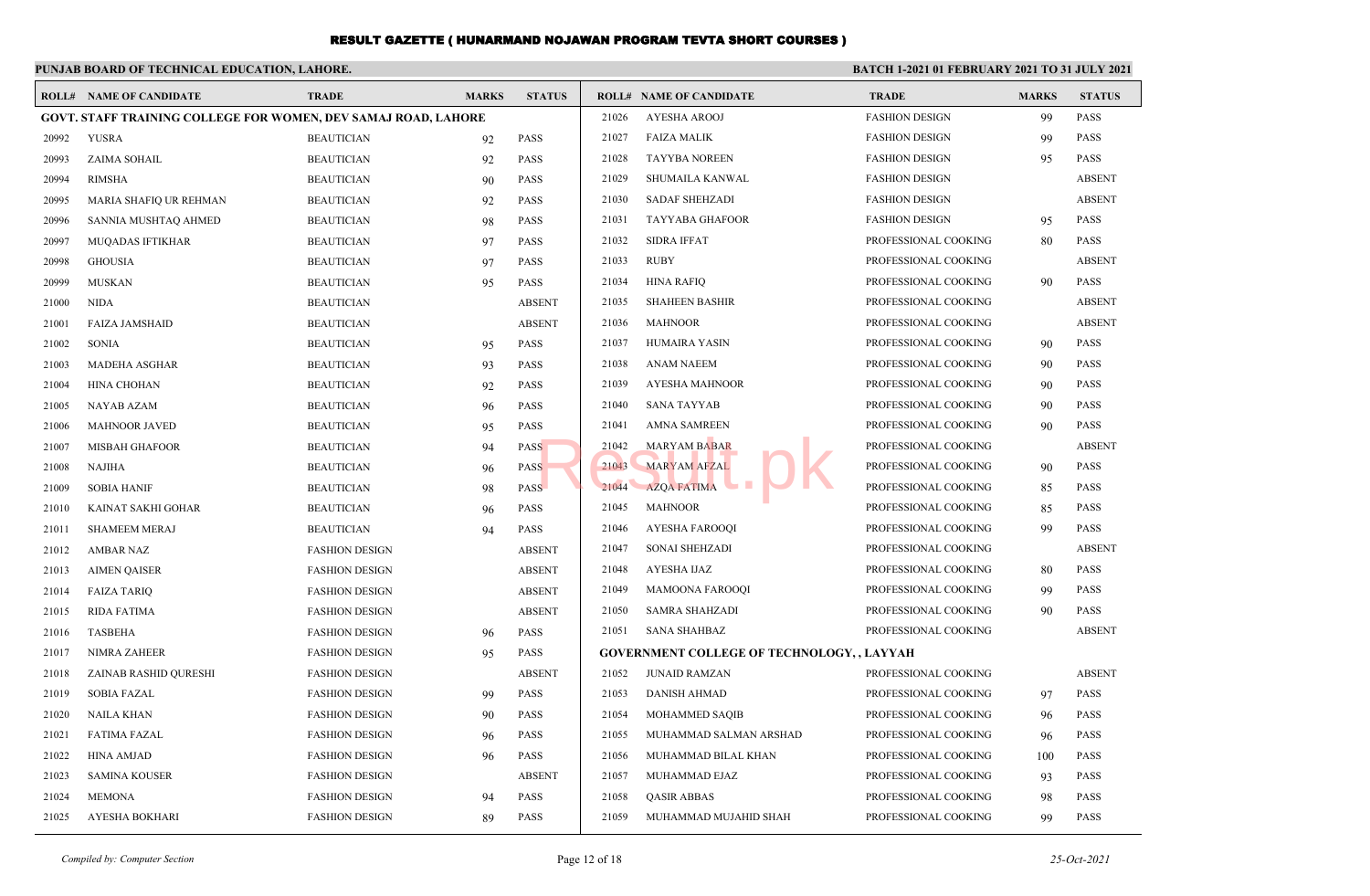# RESULT GAZETTE ( HUNARMAND NOJAWAN PROGRAM TEVTA SHORT COURSES )

**PUNJAB BOARD OF TECHNICAL EDUCATION, LAHORE.** — **BATCH 1-2021 01 FEBRUARY 2021 TO 31 JULY 2021**

| ROLL# | NAME OF CANDIDATE | TRADE | MARKS | STATUS |
|---|---|---|---|---|
| **GOVT. STAFF TRAINING COLLEGE FOR WOMEN, DEV SAMAJ ROAD, LAHORE** | | | | |
| 20992 | YUSRA | BEAUTICIAN | 92 | PASS |
| 20993 | ZAIMA SOHAIL | BEAUTICIAN | 92 | PASS |
| 20994 | RIMSHA | BEAUTICIAN | 90 | PASS |
| 20995 | MARIA SHAFIQ UR REHMAN | BEAUTICIAN | 92 | PASS |
| 20996 | SANNIA MUSHTAQ AHMED | BEAUTICIAN | 98 | PASS |
| 20997 | MUQADAS IFTIKHAR | BEAUTICIAN | 97 | PASS |
| 20998 | GHOUSIA | BEAUTICIAN | 97 | PASS |
| 20999 | MUSKAN | BEAUTICIAN | 95 | PASS |
| 21000 | NIDA | BEAUTICIAN | | ABSENT |
| 21001 | FAIZA JAMSHAID | BEAUTICIAN | | ABSENT |
| 21002 | SONIA | BEAUTICIAN | 95 | PASS |
| 21003 | MADEHA ASGHAR | BEAUTICIAN | 93 | PASS |
| 21004 | HINA CHOHAN | BEAUTICIAN | 92 | PASS |
| 21005 | NAYAB AZAM | BEAUTICIAN | 96 | PASS |
| 21006 | MAHNOOR JAVED | BEAUTICIAN | 95 | PASS |
| 21007 | MISBAH GHAFOOR | BEAUTICIAN | 94 | PASS |
| 21008 | NAJIHA | BEAUTICIAN | 96 | PASS |
| 21009 | SOBIA HANIF | BEAUTICIAN | 98 | PASS |
| 21010 | KAINAT SAKHI GOHAR | BEAUTICIAN | 96 | PASS |
| 21011 | SHAMEEM MERAJ | BEAUTICIAN | 94 | PASS |
| 21012 | AMBAR NAZ | FASHION DESIGN | | ABSENT |
| 21013 | AIMEN QAISER | FASHION DESIGN | | ABSENT |
| 21014 | FAIZA TARIQ | FASHION DESIGN | | ABSENT |
| 21015 | RIDA FATIMA | FASHION DESIGN | | ABSENT |
| 21016 | TASBEHA | FASHION DESIGN | 96 | PASS |
| 21017 | NIMRA ZAHEER | FASHION DESIGN | 95 | PASS |
| 21018 | ZAINAB RASHID QURESHI | FASHION DESIGN | | ABSENT |
| 21019 | SOBIA FAZAL | FASHION DESIGN | 99 | PASS |
| 21020 | NAILA KHAN | FASHION DESIGN | 90 | PASS |
| 21021 | FATIMA FAZAL | FASHION DESIGN | 96 | PASS |
| 21022 | HINA AMJAD | FASHION DESIGN | 96 | PASS |
| 21023 | SAMINA KOUSER | FASHION DESIGN | | ABSENT |
| 21024 | MEMONA | FASHION DESIGN | 94 | PASS |
| 21025 | AYESHA BOKHARI | FASHION DESIGN | 89 | PASS |
| 21026 | AYESHA AROOJ | FASHION DESIGN | 99 | PASS |
| 21027 | FAIZA MALIK | FASHION DESIGN | 99 | PASS |
| 21028 | TAYYBA NOREEN | FASHION DESIGN | 95 | PASS |
| 21029 | SHUMAILA KANWAL | FASHION DESIGN | | ABSENT |
| 21030 | SADAF SHEHZADI | FASHION DESIGN | | ABSENT |
| 21031 | TAYYABA GHAFOOR | FASHION DESIGN | 95 | PASS |
| 21032 | SIDRA IFFAT | PROFESSIONAL COOKING | 80 | PASS |
| 21033 | RUBY | PROFESSIONAL COOKING | | ABSENT |
| 21034 | HINA RAFIQ | PROFESSIONAL COOKING | 90 | PASS |
| 21035 | SHAHEEN BASHIR | PROFESSIONAL COOKING | | ABSENT |
| 21036 | MAHNOOR | PROFESSIONAL COOKING | | ABSENT |
| 21037 | HUMAIRA YASIN | PROFESSIONAL COOKING | 90 | PASS |
| 21038 | ANAM NAEEM | PROFESSIONAL COOKING | 90 | PASS |
| 21039 | AYESHA MAHNOOR | PROFESSIONAL COOKING | 90 | PASS |
| 21040 | SANA TAYYAB | PROFESSIONAL COOKING | 90 | PASS |
| 21041 | AMNA SAMREEN | PROFESSIONAL COOKING | 90 | PASS |
| 21042 | MARYAM BABAR | PROFESSIONAL COOKING | | ABSENT |
| 21043 | MARYAM AFZAL | PROFESSIONAL COOKING | 90 | PASS |
| 21044 | AZQA FATIMA | PROFESSIONAL COOKING | 85 | PASS |
| 21045 | MAHNOOR | PROFESSIONAL COOKING | 85 | PASS |
| 21046 | AYESHA FAROOQI | PROFESSIONAL COOKING | 99 | PASS |
| 21047 | SONAI SHEHZADI | PROFESSIONAL COOKING | | ABSENT |
| 21048 | AYESHA IJAZ | PROFESSIONAL COOKING | 80 | PASS |
| 21049 | MAMOONA FAROOQI | PROFESSIONAL COOKING | 99 | PASS |
| 21050 | SAMRA SHAHZADI | PROFESSIONAL COOKING | 90 | PASS |
| 21051 | SANA SHAHBAZ | PROFESSIONAL COOKING | | ABSENT |
| **GOVERNMENT COLLEGE OF TECHNOLOGY, , LAYYAH** | | | | |
| 21052 | JUNAID RAMZAN | PROFESSIONAL COOKING | | ABSENT |
| 21053 | DANISH AHMAD | PROFESSIONAL COOKING | 97 | PASS |
| 21054 | MOHAMMED SAQIB | PROFESSIONAL COOKING | 96 | PASS |
| 21055 | MUHAMMAD SALMAN ARSHAD | PROFESSIONAL COOKING | 96 | PASS |
| 21056 | MUHAMMAD BILAL KHAN | PROFESSIONAL COOKING | 100 | PASS |
| 21057 | MUHAMMAD EJAZ | PROFESSIONAL COOKING | 93 | PASS |
| 21058 | QASIR ABBAS | PROFESSIONAL COOKING | 98 | PASS |
| 21059 | MUHAMMAD MUJAHID SHAH | PROFESSIONAL COOKING | 99 | PASS |

*Compiled by: Computer Section* — *25-Oct-2021*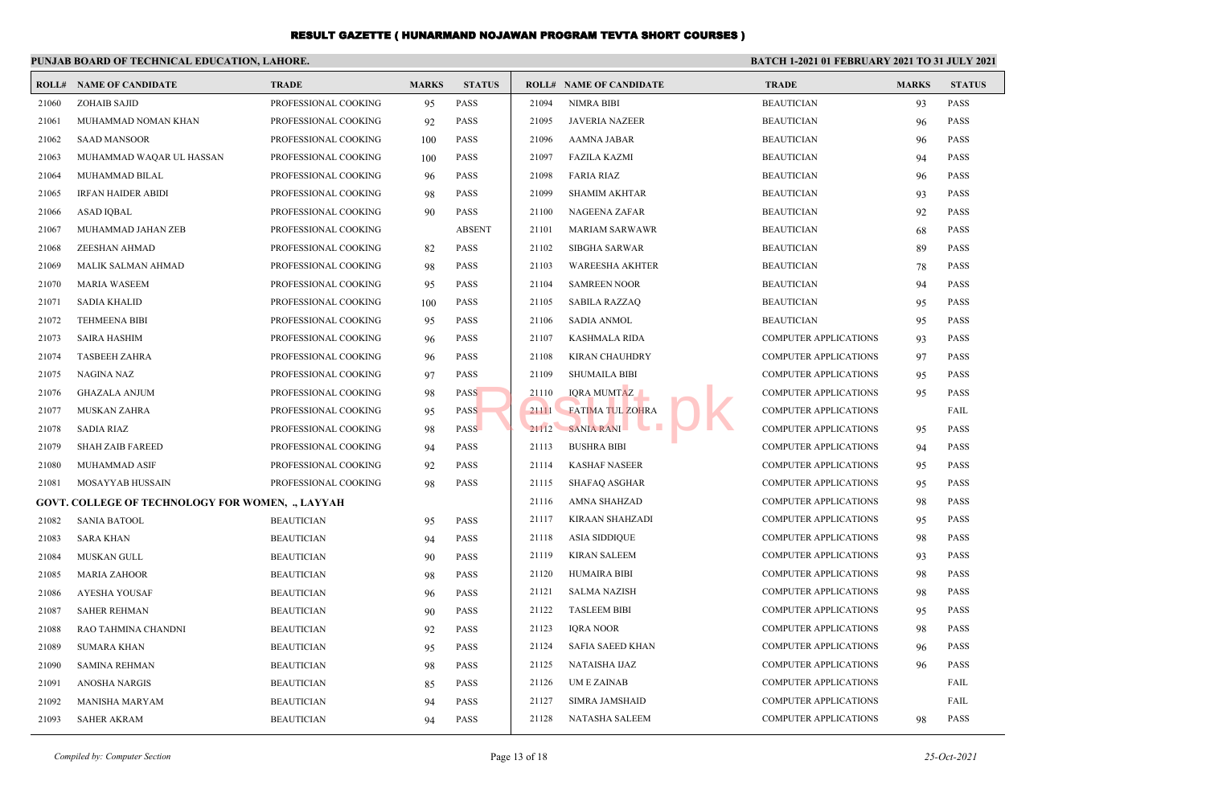# RESULT GAZETTE ( HUNARMAND NOJAWAN PROGRAM TEVTA SHORT COURSES )

**PUNJAB BOARD OF TECHNICAL EDUCATION, LAHORE.**

**BATCH 1-2021 01 FEBRUARY 2021 TO 31 JULY 2021**

| ROLL# | NAME OF CANDIDATE | TRADE | MARKS | STATUS |
|---|---|---|---|---|
| 21060 | ZOHAIB SAJID | PROFESSIONAL COOKING | 95 | PASS |
| 21061 | MUHAMMAD NOMAN KHAN | PROFESSIONAL COOKING | 92 | PASS |
| 21062 | SAAD MANSOOR | PROFESSIONAL COOKING | 100 | PASS |
| 21063 | MUHAMMAD WAQAR UL HASSAN | PROFESSIONAL COOKING | 100 | PASS |
| 21064 | MUHAMMAD BILAL | PROFESSIONAL COOKING | 96 | PASS |
| 21065 | IRFAN HAIDER ABIDI | PROFESSIONAL COOKING | 98 | PASS |
| 21066 | ASAD IQBAL | PROFESSIONAL COOKING | 90 | PASS |
| 21067 | MUHAMMAD JAHAN ZEB | PROFESSIONAL COOKING | | ABSENT |
| 21068 | ZEESHAN AHMAD | PROFESSIONAL COOKING | 82 | PASS |
| 21069 | MALIK SALMAN AHMAD | PROFESSIONAL COOKING | 98 | PASS |
| 21070 | MARIA WASEEM | PROFESSIONAL COOKING | 95 | PASS |
| 21071 | SADIA KHALID | PROFESSIONAL COOKING | 100 | PASS |
| 21072 | TEHMEENA BIBI | PROFESSIONAL COOKING | 95 | PASS |
| 21073 | SAIRA HASHIM | PROFESSIONAL COOKING | 96 | PASS |
| 21074 | TASBEEH ZAHRA | PROFESSIONAL COOKING | 96 | PASS |
| 21075 | NAGINA NAZ | PROFESSIONAL COOKING | 97 | PASS |
| 21076 | GHAZALA ANJUM | PROFESSIONAL COOKING | 98 | PASS |
| 21077 | MUSKAN ZAHRA | PROFESSIONAL COOKING | 95 | PASS |
| 21078 | SADIA RIAZ | PROFESSIONAL COOKING | 98 | PASS |
| 21079 | SHAH ZAIB FAREED | PROFESSIONAL COOKING | 94 | PASS |
| 21080 | MUHAMMAD ASIF | PROFESSIONAL COOKING | 92 | PASS |
| 21081 | MOSAYYAB HUSSAIN | PROFESSIONAL COOKING | 98 | PASS |

**GOVT. COLLEGE OF TECHNOLOGY FOR WOMEN, ., LAYYAH**

| ROLL# | NAME OF CANDIDATE | TRADE | MARKS | STATUS |
|---|---|---|---|---|
| 21082 | SANIA BATOOL | BEAUTICIAN | 95 | PASS |
| 21083 | SARA KHAN | BEAUTICIAN | 94 | PASS |
| 21084 | MUSKAN GULL | BEAUTICIAN | 90 | PASS |
| 21085 | MARIA ZAHOOR | BEAUTICIAN | 98 | PASS |
| 21086 | AYESHA YOUSAF | BEAUTICIAN | 96 | PASS |
| 21087 | SAHER REHMAN | BEAUTICIAN | 90 | PASS |
| 21088 | RAO TAHMINA CHANDNI | BEAUTICIAN | 92 | PASS |
| 21089 | SUMARA KHAN | BEAUTICIAN | 95 | PASS |
| 21090 | SAMINA REHMAN | BEAUTICIAN | 98 | PASS |
| 21091 | ANOSHA NARGIS | BEAUTICIAN | 85 | PASS |
| 21092 | MANISHA MARYAM | BEAUTICIAN | 94 | PASS |
| 21093 | SAHER AKRAM | BEAUTICIAN | 94 | PASS |
| 21094 | NIMRA BIBI | BEAUTICIAN | 93 | PASS |
| 21095 | JAVERIA NAZEER | BEAUTICIAN | 96 | PASS |
| 21096 | AAMNA JABAR | BEAUTICIAN | 96 | PASS |
| 21097 | FAZILA KAZMI | BEAUTICIAN | 94 | PASS |
| 21098 | FARIA RIAZ | BEAUTICIAN | 96 | PASS |
| 21099 | SHAMIM AKHTAR | BEAUTICIAN | 93 | PASS |
| 21100 | NAGEENA ZAFAR | BEAUTICIAN | 92 | PASS |
| 21101 | MARIAM SARWAWR | BEAUTICIAN | 68 | PASS |
| 21102 | SIBGHA SARWAR | BEAUTICIAN | 89 | PASS |
| 21103 | WAREESHA AKHTER | BEAUTICIAN | 78 | PASS |
| 21104 | SAMREEN NOOR | BEAUTICIAN | 94 | PASS |
| 21105 | SABILA RAZZAQ | BEAUTICIAN | 95 | PASS |
| 21106 | SADIA ANMOL | BEAUTICIAN | 95 | PASS |
| 21107 | KASHMALA RIDA | COMPUTER APPLICATIONS | 93 | PASS |
| 21108 | KIRAN CHAUHDRY | COMPUTER APPLICATIONS | 97 | PASS |
| 21109 | SHUMAILA BIBI | COMPUTER APPLICATIONS | 95 | PASS |
| 21110 | IQRA MUMTAZ | COMPUTER APPLICATIONS | 95 | PASS |
| 21111 | FATIMA TUL ZOHRA | COMPUTER APPLICATIONS | | FAIL |
| 21112 | SANIA RANI | COMPUTER APPLICATIONS | 95 | PASS |
| 21113 | BUSHRA BIBI | COMPUTER APPLICATIONS | 94 | PASS |
| 21114 | KASHAF NASEER | COMPUTER APPLICATIONS | 95 | PASS |
| 21115 | SHAFAQ ASGHAR | COMPUTER APPLICATIONS | 95 | PASS |
| 21116 | AMNA SHAHZAD | COMPUTER APPLICATIONS | 98 | PASS |
| 21117 | KIRAAN SHAHZADI | COMPUTER APPLICATIONS | 95 | PASS |
| 21118 | ASIA SIDDIQUE | COMPUTER APPLICATIONS | 98 | PASS |
| 21119 | KIRAN SALEEM | COMPUTER APPLICATIONS | 93 | PASS |
| 21120 | HUMAIRA BIBI | COMPUTER APPLICATIONS | 98 | PASS |
| 21121 | SALMA NAZISH | COMPUTER APPLICATIONS | 98 | PASS |
| 21122 | TASLEEM BIBI | COMPUTER APPLICATIONS | 95 | PASS |
| 21123 | IQRA NOOR | COMPUTER APPLICATIONS | 98 | PASS |
| 21124 | SAFIA SAEED KHAN | COMPUTER APPLICATIONS | 96 | PASS |
| 21125 | NATAISHA IJAZ | COMPUTER APPLICATIONS | 96 | PASS |
| 21126 | UM E ZAINAB | COMPUTER APPLICATIONS | | FAIL |
| 21127 | SIMRA JAMSHAID | COMPUTER APPLICATIONS | | FAIL |
| 21128 | NATASHA SALEEM | COMPUTER APPLICATIONS | 98 | PASS |

*Compiled by: Computer Section*

*25-Oct-2021*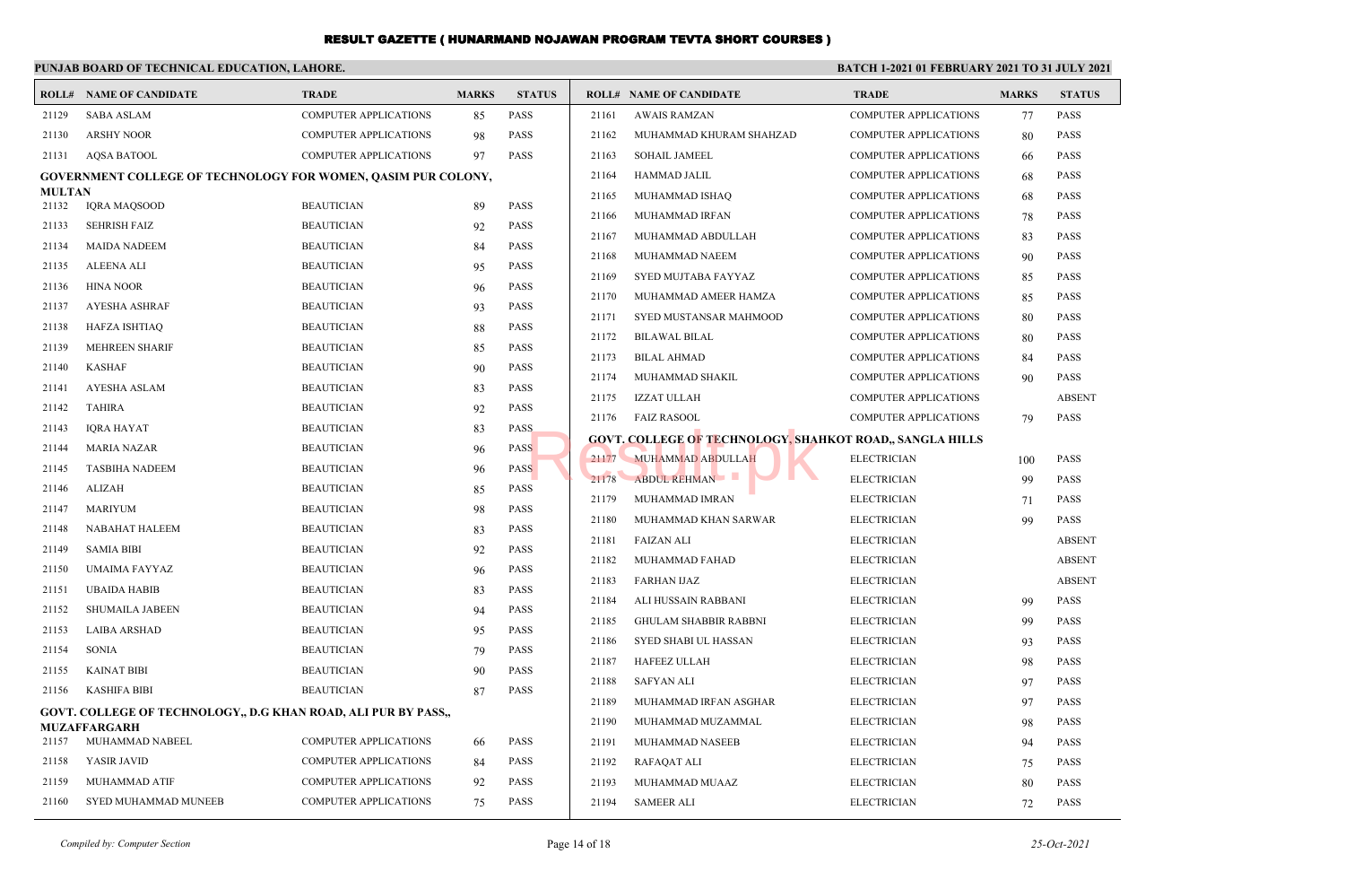# RESULT GAZETTE ( HUNARMAND NOJAWAN PROGRAM TEVTA SHORT COURSES )

**PUNJAB BOARD OF TECHNICAL EDUCATION, LAHORE.**

**BATCH 1-2021 01 FEBRUARY 2021 TO 31 JULY 2021**

| ROLL# | NAME OF CANDIDATE | TRADE | MARKS | STATUS |
|---|---|---|---|---|
| 21129 | SABA ASLAM | COMPUTER APPLICATIONS | 85 | PASS |
| 21130 | ARSHY NOOR | COMPUTER APPLICATIONS | 98 | PASS |
| 21131 | AQSA BATOOL | COMPUTER APPLICATIONS | 97 | PASS |

**GOVERNMENT COLLEGE OF TECHNOLOGY FOR WOMEN, QASIM PUR COLONY, MULTAN**

| ROLL# | NAME OF CANDIDATE | TRADE | MARKS | STATUS |
|---|---|---|---|---|
| 21132 | IQRA MAQSOOD | BEAUTICIAN | 89 | PASS |
| 21133 | SEHRISH FAIZ | BEAUTICIAN | 92 | PASS |
| 21134 | MAIDA NADEEM | BEAUTICIAN | 84 | PASS |
| 21135 | ALEENA ALI | BEAUTICIAN | 95 | PASS |
| 21136 | HINA NOOR | BEAUTICIAN | 96 | PASS |
| 21137 | AYESHA ASHRAF | BEAUTICIAN | 93 | PASS |
| 21138 | HAFZA ISHTIAQ | BEAUTICIAN | 88 | PASS |
| 21139 | MEHREEN SHARIF | BEAUTICIAN | 85 | PASS |
| 21140 | KASHAF | BEAUTICIAN | 90 | PASS |
| 21141 | AYESHA ASLAM | BEAUTICIAN | 83 | PASS |
| 21142 | TAHIRA | BEAUTICIAN | 92 | PASS |
| 21143 | IQRA HAYAT | BEAUTICIAN | 83 | PASS |
| 21144 | MARIA NAZAR | BEAUTICIAN | 96 | PASS |
| 21145 | TASBIHA NADEEM | BEAUTICIAN | 96 | PASS |
| 21146 | ALIZAH | BEAUTICIAN | 85 | PASS |
| 21147 | MARIYUM | BEAUTICIAN | 98 | PASS |
| 21148 | NABAHAT HALEEM | BEAUTICIAN | 83 | PASS |
| 21149 | SAMIA BIBI | BEAUTICIAN | 92 | PASS |
| 21150 | UMAIMA FAYYAZ | BEAUTICIAN | 96 | PASS |
| 21151 | UBAIDA HABIB | BEAUTICIAN | 83 | PASS |
| 21152 | SHUMAILA JABEEN | BEAUTICIAN | 94 | PASS |
| 21153 | LAIBA ARSHAD | BEAUTICIAN | 95 | PASS |
| 21154 | SONIA | BEAUTICIAN | 79 | PASS |
| 21155 | KAINAT BIBI | BEAUTICIAN | 90 | PASS |
| 21156 | KASHIFA BIBI | BEAUTICIAN | 87 | PASS |

**GOVT. COLLEGE OF TECHNOLOGY,, D.G KHAN ROAD, ALI PUR BY PASS,, MUZAFFARGARH**

| ROLL# | NAME OF CANDIDATE | TRADE | MARKS | STATUS |
|---|---|---|---|---|
| 21157 | MUHAMMAD NABEEL | COMPUTER APPLICATIONS | 66 | PASS |
| 21158 | YASIR JAVID | COMPUTER APPLICATIONS | 84 | PASS |
| 21159 | MUHAMMAD ATIF | COMPUTER APPLICATIONS | 92 | PASS |
| 21160 | SYED MUHAMMAD MUNEEB | COMPUTER APPLICATIONS | 75 | PASS |
| 21161 | AWAIS RAMZAN | COMPUTER APPLICATIONS | 77 | PASS |
| 21162 | MUHAMMAD KHURAM SHAHZAD | COMPUTER APPLICATIONS | 80 | PASS |
| 21163 | SOHAIL JAMEEL | COMPUTER APPLICATIONS | 66 | PASS |
| 21164 | HAMMAD JALIL | COMPUTER APPLICATIONS | 68 | PASS |
| 21165 | MUHAMMAD ISHAQ | COMPUTER APPLICATIONS | 68 | PASS |
| 21166 | MUHAMMAD IRFAN | COMPUTER APPLICATIONS | 78 | PASS |
| 21167 | MUHAMMAD ABDULLAH | COMPUTER APPLICATIONS | 83 | PASS |
| 21168 | MUHAMMAD NAEEM | COMPUTER APPLICATIONS | 90 | PASS |
| 21169 | SYED MUJTABA FAYYAZ | COMPUTER APPLICATIONS | 85 | PASS |
| 21170 | MUHAMMAD AMEER HAMZA | COMPUTER APPLICATIONS | 85 | PASS |
| 21171 | SYED MUSTANSAR MAHMOOD | COMPUTER APPLICATIONS | 80 | PASS |
| 21172 | BILAWAL BILAL | COMPUTER APPLICATIONS | 80 | PASS |
| 21173 | BILAL AHMAD | COMPUTER APPLICATIONS | 84 | PASS |
| 21174 | MUHAMMAD SHAKIL | COMPUTER APPLICATIONS | 90 | PASS |
| 21175 | IZZAT ULLAH | COMPUTER APPLICATIONS | | ABSENT |
| 21176 | FAIZ RASOOL | COMPUTER APPLICATIONS | 79 | PASS |

**GOVT. COLLEGE OF TECHNOLOGY, SHAHKOT ROAD,, SANGLA HILLS**

| ROLL# | NAME OF CANDIDATE | TRADE | MARKS | STATUS |
|---|---|---|---|---|
| 21177 | MUHAMMAD ABDULLAH | ELECTRICIAN | 100 | PASS |
| 21178 | ABDUL REHMAN | ELECTRICIAN | 99 | PASS |
| 21179 | MUHAMMAD IMRAN | ELECTRICIAN | 71 | PASS |
| 21180 | MUHAMMAD KHAN SARWAR | ELECTRICIAN | 99 | PASS |
| 21181 | FAIZAN ALI | ELECTRICIAN | | ABSENT |
| 21182 | MUHAMMAD FAHAD | ELECTRICIAN | | ABSENT |
| 21183 | FARHAN IJAZ | ELECTRICIAN | | ABSENT |
| 21184 | ALI HUSSAIN RABBANI | ELECTRICIAN | 99 | PASS |
| 21185 | GHULAM SHABBIR RABBNI | ELECTRICIAN | 99 | PASS |
| 21186 | SYED SHABI UL HASSAN | ELECTRICIAN | 93 | PASS |
| 21187 | HAFEEZ ULLAH | ELECTRICIAN | 98 | PASS |
| 21188 | SAFYAN ALI | ELECTRICIAN | 97 | PASS |
| 21189 | MUHAMMAD IRFAN ASGHAR | ELECTRICIAN | 97 | PASS |
| 21190 | MUHAMMAD MUZAMMAL | ELECTRICIAN | 98 | PASS |
| 21191 | MUHAMMAD NASEEB | ELECTRICIAN | 94 | PASS |
| 21192 | RAFAQAT ALI | ELECTRICIAN | 75 | PASS |
| 21193 | MUHAMMAD MUAAZ | ELECTRICIAN | 80 | PASS |
| 21194 | SAMEER ALI | ELECTRICIAN | 72 | PASS |

*Compiled by: Computer Section* | *25-Oct-2021*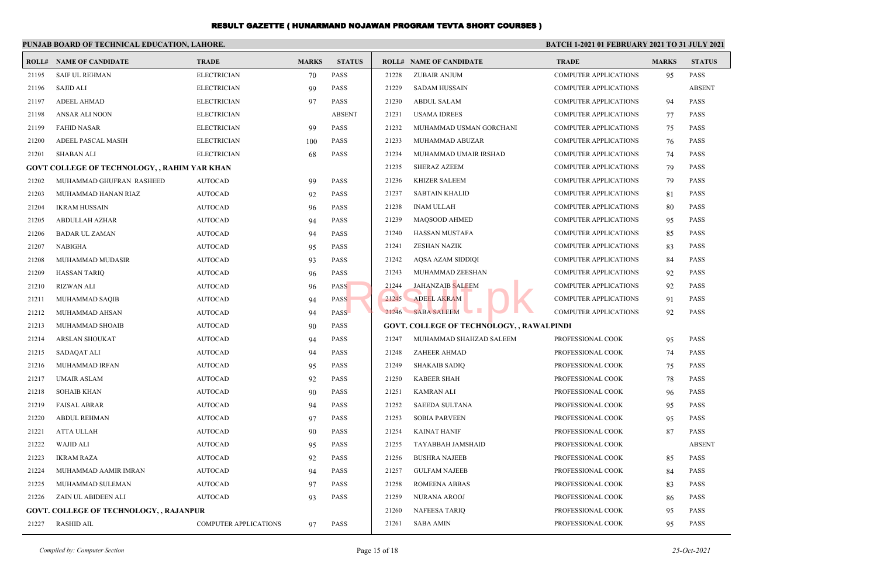# RESULT GAZETTE ( HUNARMAND NOJAWAN PROGRAM TEVTA SHORT COURSES )

**PUNJAB BOARD OF TECHNICAL EDUCATION, LAHORE.** **BATCH 1-2021 01 FEBRUARY 2021 TO 31 JULY 2021**

| ROLL# | NAME OF CANDIDATE | TRADE | MARKS | STATUS |
|---|---|---|---|---|
| 21195 | SAIF UL REHMAN | ELECTRICIAN | 70 | PASS |
| 21196 | SAJID ALI | ELECTRICIAN | 99 | PASS |
| 21197 | ADEEL AHMAD | ELECTRICIAN | 97 | PASS |
| 21198 | ANSAR ALI NOON | ELECTRICIAN | | ABSENT |
| 21199 | FAHID NASAR | ELECTRICIAN | 99 | PASS |
| 21200 | ADEEL PASCAL MASIH | ELECTRICIAN | 100 | PASS |
| 21201 | SHABAN ALI | ELECTRICIAN | 68 | PASS |
| **GOVT COLLEGE OF TECHNOLOGY, , RAHIM YAR KHAN** | | | | |
| 21202 | MUHAMMAD GHUFRAN RASHEED | AUTOCAD | 99 | PASS |
| 21203 | MUHAMMAD HANAN RIAZ | AUTOCAD | 92 | PASS |
| 21204 | IKRAM HUSSAIN | AUTOCAD | 96 | PASS |
| 21205 | ABDULLAH AZHAR | AUTOCAD | 94 | PASS |
| 21206 | BADAR UL ZAMAN | AUTOCAD | 94 | PASS |
| 21207 | NABIGHA | AUTOCAD | 95 | PASS |
| 21208 | MUHAMMAD MUDASIR | AUTOCAD | 93 | PASS |
| 21209 | HASSAN TARIQ | AUTOCAD | 96 | PASS |
| 21210 | RIZWAN ALI | AUTOCAD | 96 | PASS |
| 21211 | MUHAMMAD SAQIB | AUTOCAD | 94 | PASS |
| 21212 | MUHAMMAD AHSAN | AUTOCAD | 94 | PASS |
| 21213 | MUHAMMAD SHOAIB | AUTOCAD | 90 | PASS |
| 21214 | ARSLAN SHOUKAT | AUTOCAD | 94 | PASS |
| 21215 | SADAQAT ALI | AUTOCAD | 94 | PASS |
| 21216 | MUHAMMAD IRFAN | AUTOCAD | 95 | PASS |
| 21217 | UMAIR ASLAM | AUTOCAD | 92 | PASS |
| 21218 | SOHAIB KHAN | AUTOCAD | 90 | PASS |
| 21219 | FAISAL ABRAR | AUTOCAD | 94 | PASS |
| 21220 | ABDUL REHMAN | AUTOCAD | 97 | PASS |
| 21221 | ATTA ULLAH | AUTOCAD | 90 | PASS |
| 21222 | WAJID ALI | AUTOCAD | 95 | PASS |
| 21223 | IKRAM RAZA | AUTOCAD | 92 | PASS |
| 21224 | MUHAMMAD AAMIR IMRAN | AUTOCAD | 94 | PASS |
| 21225 | MUHAMMAD SULEMAN | AUTOCAD | 97 | PASS |
| 21226 | ZAIN UL ABIDEEN ALI | AUTOCAD | 93 | PASS |
| **GOVT. COLLEGE OF TECHNOLOGY, , RAJANPUR** | | | | |
| 21227 | RASHID AIL | COMPUTER APPLICATIONS | 97 | PASS |
| 21228 | ZUBAIR ANJUM | COMPUTER APPLICATIONS | 95 | PASS |
| 21229 | SADAM HUSSAIN | COMPUTER APPLICATIONS | | ABSENT |
| 21230 | ABDUL SALAM | COMPUTER APPLICATIONS | 94 | PASS |
| 21231 | USAMA IDREES | COMPUTER APPLICATIONS | 77 | PASS |
| 21232 | MUHAMMAD USMAN GORCHANI | COMPUTER APPLICATIONS | 75 | PASS |
| 21233 | MUHAMMAD ABUZAR | COMPUTER APPLICATIONS | 76 | PASS |
| 21234 | MUHAMMAD UMAIR IRSHAD | COMPUTER APPLICATIONS | 74 | PASS |
| 21235 | SHERAZ AZEEM | COMPUTER APPLICATIONS | 79 | PASS |
| 21236 | KHIZER SALEEM | COMPUTER APPLICATIONS | 79 | PASS |
| 21237 | SABTAIN KHALID | COMPUTER APPLICATIONS | 81 | PASS |
| 21238 | INAM ULLAH | COMPUTER APPLICATIONS | 80 | PASS |
| 21239 | MAQSOOD AHMED | COMPUTER APPLICATIONS | 95 | PASS |
| 21240 | HASSAN MUSTAFA | COMPUTER APPLICATIONS | 85 | PASS |
| 21241 | ZESHAN NAZIK | COMPUTER APPLICATIONS | 83 | PASS |
| 21242 | AQSA AZAM SIDDIQI | COMPUTER APPLICATIONS | 84 | PASS |
| 21243 | MUHAMMAD ZEESHAN | COMPUTER APPLICATIONS | 92 | PASS |
| 21244 | JAHANZAIB SALEEM | COMPUTER APPLICATIONS | 92 | PASS |
| 21245 | ADEEL AKRAM | COMPUTER APPLICATIONS | 91 | PASS |
| 21246 | SABA SALEEM | COMPUTER APPLICATIONS | 92 | PASS |
| **GOVT. COLLEGE OF TECHNOLOGY, , RAWALPINDI** | | | | |
| 21247 | MUHAMMAD SHAHZAD SALEEM | PROFESSIONAL COOK | 95 | PASS |
| 21248 | ZAHEER AHMAD | PROFESSIONAL COOK | 74 | PASS |
| 21249 | SHAKAIB SADIQ | PROFESSIONAL COOK | 75 | PASS |
| 21250 | KABEER SHAH | PROFESSIONAL COOK | 78 | PASS |
| 21251 | KAMRAN ALI | PROFESSIONAL COOK | 96 | PASS |
| 21252 | SAEEDA SULTANA | PROFESSIONAL COOK | 95 | PASS |
| 21253 | SOBIA PARVEEN | PROFESSIONAL COOK | 95 | PASS |
| 21254 | KAINAT HANIF | PROFESSIONAL COOK | 87 | PASS |
| 21255 | TAYABBAH JAMSHAID | PROFESSIONAL COOK | | ABSENT |
| 21256 | BUSHRA NAJEEB | PROFESSIONAL COOK | 85 | PASS |
| 21257 | GULFAM NAJEEB | PROFESSIONAL COOK | 84 | PASS |
| 21258 | ROMEENA ABBAS | PROFESSIONAL COOK | 83 | PASS |
| 21259 | NURANA AROOJ | PROFESSIONAL COOK | 86 | PASS |
| 21260 | NAFEESA TARIQ | PROFESSIONAL COOK | 95 | PASS |
| 21261 | SABA AMIN | PROFESSIONAL COOK | 95 | PASS |

*Compiled by: Computer Section* *25-Oct-2021*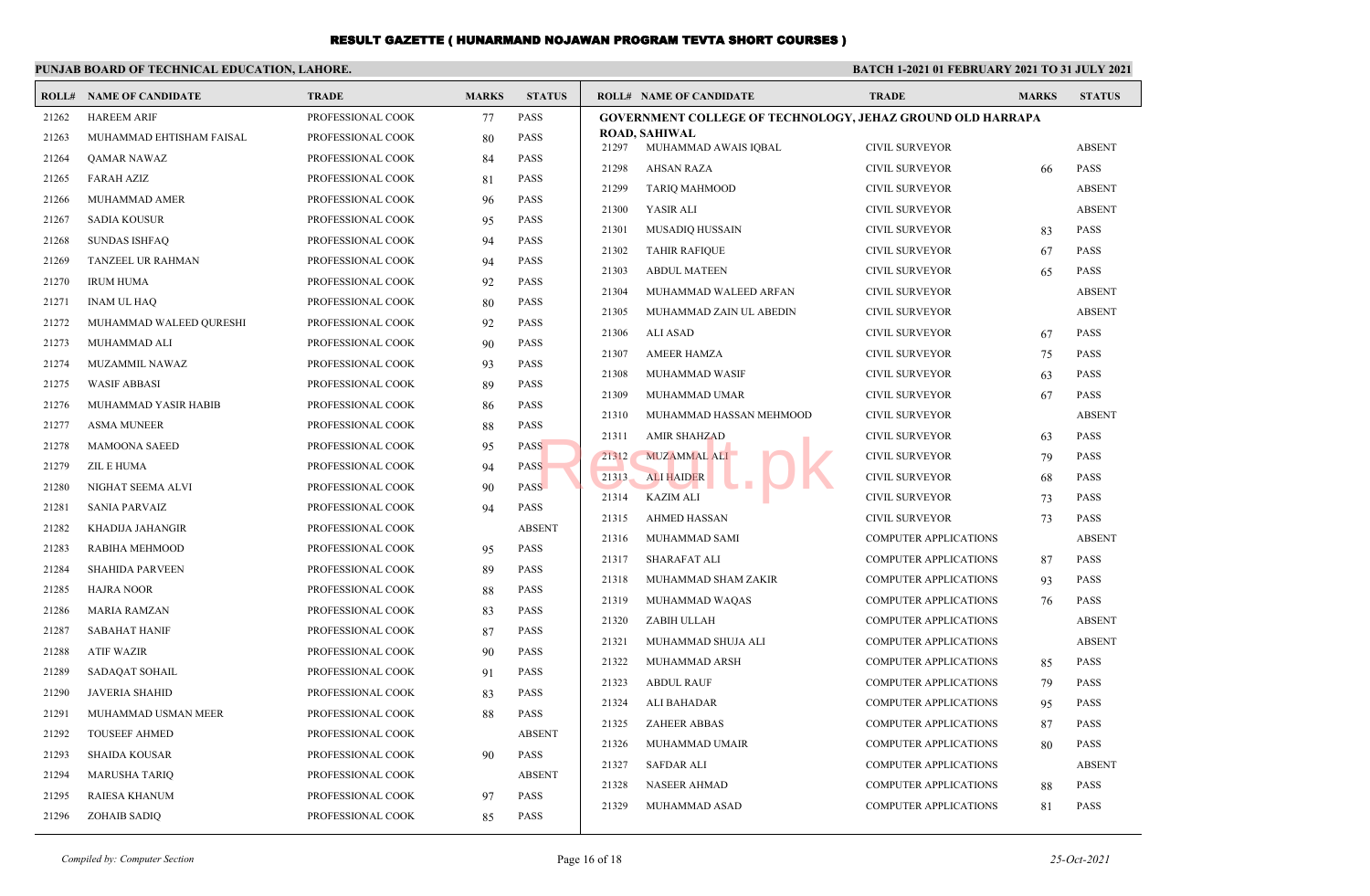# RESULT GAZETTE ( HUNARMAND NOJAWAN PROGRAM TEVTA SHORT COURSES )

**PUNJAB BOARD OF TECHNICAL EDUCATION, LAHORE.**

**BATCH 1-2021 01 FEBRUARY 2021 TO 31 JULY 2021**

| ROLL# | NAME OF CANDIDATE | TRADE | MARKS | STATUS |
|---|---|---|---|---|
| 21262 | HAREEM ARIF | PROFESSIONAL COOK | 77 | PASS |
| 21263 | MUHAMMAD EHTISHAM FAISAL | PROFESSIONAL COOK | 80 | PASS |
| 21264 | QAMAR NAWAZ | PROFESSIONAL COOK | 84 | PASS |
| 21265 | FARAH AZIZ | PROFESSIONAL COOK | 81 | PASS |
| 21266 | MUHAMMAD AMER | PROFESSIONAL COOK | 96 | PASS |
| 21267 | SADIA KOUSUR | PROFESSIONAL COOK | 95 | PASS |
| 21268 | SUNDAS ISHFAQ | PROFESSIONAL COOK | 94 | PASS |
| 21269 | TANZEEL UR RAHMAN | PROFESSIONAL COOK | 94 | PASS |
| 21270 | IRUM HUMA | PROFESSIONAL COOK | 92 | PASS |
| 21271 | INAM UL HAQ | PROFESSIONAL COOK | 80 | PASS |
| 21272 | MUHAMMAD WALEED QURESHI | PROFESSIONAL COOK | 92 | PASS |
| 21273 | MUHAMMAD ALI | PROFESSIONAL COOK | 90 | PASS |
| 21274 | MUZAMMIL NAWAZ | PROFESSIONAL COOK | 93 | PASS |
| 21275 | WASIF ABBASI | PROFESSIONAL COOK | 89 | PASS |
| 21276 | MUHAMMAD YASIR HABIB | PROFESSIONAL COOK | 86 | PASS |
| 21277 | ASMA MUNEER | PROFESSIONAL COOK | 88 | PASS |
| 21278 | MAMOONA SAEED | PROFESSIONAL COOK | 95 | PASS |
| 21279 | ZIL E HUMA | PROFESSIONAL COOK | 94 | PASS |
| 21280 | NIGHAT SEEMA ALVI | PROFESSIONAL COOK | 90 | PASS |
| 21281 | SANIA PARVAIZ | PROFESSIONAL COOK | 94 | PASS |
| 21282 | KHADIJA JAHANGIR | PROFESSIONAL COOK | | ABSENT |
| 21283 | RABIHA MEHMOOD | PROFESSIONAL COOK | 95 | PASS |
| 21284 | SHAHIDA PARVEEN | PROFESSIONAL COOK | 89 | PASS |
| 21285 | HAJRA NOOR | PROFESSIONAL COOK | 88 | PASS |
| 21286 | MARIA RAMZAN | PROFESSIONAL COOK | 83 | PASS |
| 21287 | SABAHAT HANIF | PROFESSIONAL COOK | 87 | PASS |
| 21288 | ATIF WAZIR | PROFESSIONAL COOK | 90 | PASS |
| 21289 | SADAQAT SOHAIL | PROFESSIONAL COOK | 91 | PASS |
| 21290 | JAVERIA SHAHID | PROFESSIONAL COOK | 83 | PASS |
| 21291 | MUHAMMAD USMAN MEER | PROFESSIONAL COOK | 88 | PASS |
| 21292 | TOUSEEF AHMED | PROFESSIONAL COOK | | ABSENT |
| 21293 | SHAIDA KOUSAR | PROFESSIONAL COOK | 90 | PASS |
| 21294 | MARUSHA TARIQ | PROFESSIONAL COOK | | ABSENT |
| 21295 | RAIESA KHANUM | PROFESSIONAL COOK | 97 | PASS |
| 21296 | ZOHAIB SADIQ | PROFESSIONAL COOK | 85 | PASS |

**GOVERNMENT COLLEGE OF TECHNOLOGY, JEHAZ GROUND OLD HARRAPA ROAD, SAHIWAL**

| ROLL# | NAME OF CANDIDATE | TRADE | MARKS | STATUS |
|---|---|---|---|---|
| 21297 | MUHAMMAD AWAIS IQBAL | CIVIL SURVEYOR | | ABSENT |
| 21298 | AHSAN RAZA | CIVIL SURVEYOR | 66 | PASS |
| 21299 | TARIQ MAHMOOD | CIVIL SURVEYOR | | ABSENT |
| 21300 | YASIR ALI | CIVIL SURVEYOR | | ABSENT |
| 21301 | MUSADIQ HUSSAIN | CIVIL SURVEYOR | 83 | PASS |
| 21302 | TAHIR RAFIQUE | CIVIL SURVEYOR | 67 | PASS |
| 21303 | ABDUL MATEEN | CIVIL SURVEYOR | 65 | PASS |
| 21304 | MUHAMMAD WALEED ARFAN | CIVIL SURVEYOR | | ABSENT |
| 21305 | MUHAMMAD ZAIN UL ABEDIN | CIVIL SURVEYOR | | ABSENT |
| 21306 | ALI ASAD | CIVIL SURVEYOR | 67 | PASS |
| 21307 | AMEER HAMZA | CIVIL SURVEYOR | 75 | PASS |
| 21308 | MUHAMMAD WASIF | CIVIL SURVEYOR | 63 | PASS |
| 21309 | MUHAMMAD UMAR | CIVIL SURVEYOR | 67 | PASS |
| 21310 | MUHAMMAD HASSAN MEHMOOD | CIVIL SURVEYOR | | ABSENT |
| 21311 | AMIR SHAHZAD | CIVIL SURVEYOR | 63 | PASS |
| 21312 | MUZAMMAL ALI | CIVIL SURVEYOR | 79 | PASS |
| 21313 | ALI HAIDER | CIVIL SURVEYOR | 68 | PASS |
| 21314 | KAZIM ALI | CIVIL SURVEYOR | 73 | PASS |
| 21315 | AHMED HASSAN | CIVIL SURVEYOR | 73 | PASS |
| 21316 | MUHAMMAD SAMI | COMPUTER APPLICATIONS | | ABSENT |
| 21317 | SHARAFAT ALI | COMPUTER APPLICATIONS | 87 | PASS |
| 21318 | MUHAMMAD SHAM ZAKIR | COMPUTER APPLICATIONS | 93 | PASS |
| 21319 | MUHAMMAD WAQAS | COMPUTER APPLICATIONS | 76 | PASS |
| 21320 | ZABIH ULLAH | COMPUTER APPLICATIONS | | ABSENT |
| 21321 | MUHAMMAD SHUJA ALI | COMPUTER APPLICATIONS | | ABSENT |
| 21322 | MUHAMMAD ARSH | COMPUTER APPLICATIONS | 85 | PASS |
| 21323 | ABDUL RAUF | COMPUTER APPLICATIONS | 79 | PASS |
| 21324 | ALI BAHADAR | COMPUTER APPLICATIONS | 95 | PASS |
| 21325 | ZAHEER ABBAS | COMPUTER APPLICATIONS | 87 | PASS |
| 21326 | MUHAMMAD UMAIR | COMPUTER APPLICATIONS | 80 | PASS |
| 21327 | SAFDAR ALI | COMPUTER APPLICATIONS | | ABSENT |
| 21328 | NASEER AHMAD | COMPUTER APPLICATIONS | 88 | PASS |
| 21329 | MUHAMMAD ASAD | COMPUTER APPLICATIONS | 81 | PASS |

*Compiled by: Computer Section*

*25-Oct-2021*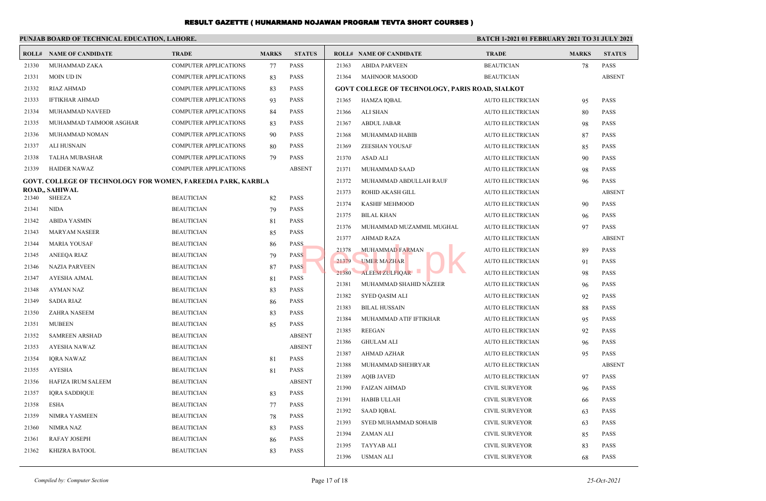# RESULT GAZETTE ( HUNARMAND NOJAWAN PROGRAM TEVTA SHORT COURSES )

**PUNJAB BOARD OF TECHNICAL EDUCATION, LAHORE.**

**BATCH 1-2021 01 FEBRUARY 2021 TO 31 JULY 2021**

| ROLL# | NAME OF CANDIDATE | TRADE | MARKS | STATUS |
|---|---|---|---|---|
| 21330 | MUHAMMAD ZAKA | COMPUTER APPLICATIONS | 77 | PASS |
| 21331 | MOIN UD IN | COMPUTER APPLICATIONS | 83 | PASS |
| 21332 | RIAZ AHMAD | COMPUTER APPLICATIONS | 83 | PASS |
| 21333 | IFTIKHAR AHMAD | COMPUTER APPLICATIONS | 93 | PASS |
| 21334 | MUHAMMAD NAVEED | COMPUTER APPLICATIONS | 84 | PASS |
| 21335 | MUHAMMAD TAIMOOR ASGHAR | COMPUTER APPLICATIONS | 83 | PASS |
| 21336 | MUHAMMAD NOMAN | COMPUTER APPLICATIONS | 90 | PASS |
| 21337 | ALI HUSNAIN | COMPUTER APPLICATIONS | 80 | PASS |
| 21338 | TALHA MUBASHAR | COMPUTER APPLICATIONS | 79 | PASS |
| 21339 | HAIDER NAWAZ | COMPUTER APPLICATIONS | | ABSENT |
| **GOVT. COLLEGE OF TECHNOLOGY FOR WOMEN, FAREEDIA PARK, KARBLA ROAD,, SAHIWAL** | | | | |
| 21340 | SHEEZA | BEAUTICIAN | 82 | PASS |
| 21341 | NIDA | BEAUTICIAN | 79 | PASS |
| 21342 | ABIDA YASMIN | BEAUTICIAN | 81 | PASS |
| 21343 | MARYAM NASEER | BEAUTICIAN | 85 | PASS |
| 21344 | MARIA YOUSAF | BEAUTICIAN | 86 | PASS |
| 21345 | ANEEQA RIAZ | BEAUTICIAN | 79 | PASS |
| 21346 | NAZIA PARVEEN | BEAUTICIAN | 87 | PASS |
| 21347 | AYESHA AJMAL | BEAUTICIAN | 81 | PASS |
| 21348 | AYMAN NAZ | BEAUTICIAN | 83 | PASS |
| 21349 | SADIA RIAZ | BEAUTICIAN | 86 | PASS |
| 21350 | ZAHRA NASEEM | BEAUTICIAN | 83 | PASS |
| 21351 | MUBEEN | BEAUTICIAN | 85 | PASS |
| 21352 | SAMREEN ARSHAD | BEAUTICIAN | | ABSENT |
| 21353 | AYESHA NAWAZ | BEAUTICIAN | | ABSENT |
| 21354 | IQRA NAWAZ | BEAUTICIAN | 81 | PASS |
| 21355 | AYESHA | BEAUTICIAN | 81 | PASS |
| 21356 | HAFIZA IRUM SALEEM | BEAUTICIAN | | ABSENT |
| 21357 | IQRA SADDIQUE | BEAUTICIAN | 83 | PASS |
| 21358 | ESHA | BEAUTICIAN | 77 | PASS |
| 21359 | NIMRA YASMEEN | BEAUTICIAN | 78 | PASS |
| 21360 | NIMRA NAZ | BEAUTICIAN | 83 | PASS |
| 21361 | RAFAY JOSEPH | BEAUTICIAN | 86 | PASS |
| 21362 | KHIZRA BATOOL | BEAUTICIAN | 83 | PASS |
| 21363 | ABIDA PARVEEN | BEAUTICIAN | 78 | PASS |
| 21364 | MAHNOOR MASOOD | BEAUTICIAN | | ABSENT |
| **GOVT COLLEGE OF TECHNOLOGY, PARIS ROAD, SIALKOT** | | | | |
| 21365 | HAMZA IQBAL | AUTO ELECTRICIAN | 95 | PASS |
| 21366 | ALI SHAN | AUTO ELECTRICIAN | 80 | PASS |
| 21367 | ABDUL JABAR | AUTO ELECTRICIAN | 98 | PASS |
| 21368 | MUHAMMAD HABIB | AUTO ELECTRICIAN | 87 | PASS |
| 21369 | ZEESHAN YOUSAF | AUTO ELECTRICIAN | 85 | PASS |
| 21370 | ASAD ALI | AUTO ELECTRICIAN | 90 | PASS |
| 21371 | MUHAMMAD SAAD | AUTO ELECTRICIAN | 98 | PASS |
| 21372 | MUHAMMAD ABDULLAH RAUF | AUTO ELECTRICIAN | 96 | PASS |
| 21373 | ROHID AKASH GILL | AUTO ELECTRICIAN | | ABSENT |
| 21374 | KASHIF MEHMOOD | AUTO ELECTRICIAN | 90 | PASS |
| 21375 | BILAL KHAN | AUTO ELECTRICIAN | 96 | PASS |
| 21376 | MUHAMMAD MUZAMMIL MUGHAL | AUTO ELECTRICIAN | 97 | PASS |
| 21377 | AHMAD RAZA | AUTO ELECTRICIAN | | ABSENT |
| 21378 | MUHAMMAD FARMAN | AUTO ELECTRICIAN | 89 | PASS |
| 21379 | UMER MAZHAR | AUTO ELECTRICIAN | 91 | PASS |
| 21380 | ALEEM ZULFIQAR | AUTO ELECTRICIAN | 98 | PASS |
| 21381 | MUHAMMAD SHAHID NAZEER | AUTO ELECTRICIAN | 96 | PASS |
| 21382 | SYED QASIM ALI | AUTO ELECTRICIAN | 92 | PASS |
| 21383 | BILAL HUSSAIN | AUTO ELECTRICIAN | 88 | PASS |
| 21384 | MUHAMMAD ATIF IFTIKHAR | AUTO ELECTRICIAN | 95 | PASS |
| 21385 | REEGAN | AUTO ELECTRICIAN | 92 | PASS |
| 21386 | GHULAM ALI | AUTO ELECTRICIAN | 96 | PASS |
| 21387 | AHMAD AZHAR | AUTO ELECTRICIAN | 95 | PASS |
| 21388 | MUHAMMAD SHEHRYAR | AUTO ELECTRICIAN | | ABSENT |
| 21389 | AQIB JAVED | AUTO ELECTRICIAN | 97 | PASS |
| 21390 | FAIZAN AHMAD | CIVIL SURVEYOR | 96 | PASS |
| 21391 | HABIB ULLAH | CIVIL SURVEYOR | 66 | PASS |
| 21392 | SAAD IQBAL | CIVIL SURVEYOR | 63 | PASS |
| 21393 | SYED MUHAMMAD SOHAIB | CIVIL SURVEYOR | 63 | PASS |
| 21394 | ZAMAN ALI | CIVIL SURVEYOR | 85 | PASS |
| 21395 | TAYYAB ALI | CIVIL SURVEYOR | 83 | PASS |
| 21396 | USMAN ALI | CIVIL SURVEYOR | 68 | PASS |

*Compiled by: Computer Section* — *25-Oct-2021*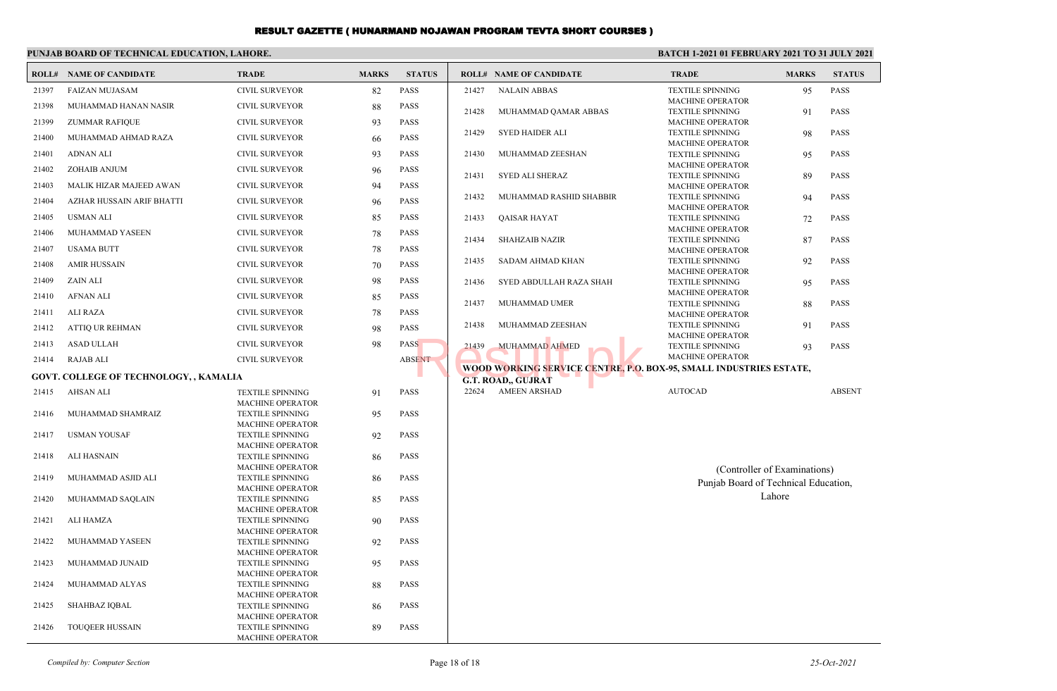# RESULT GAZETTE ( HUNARMAND NOJAWAN PROGRAM TEVTA SHORT COURSES )

**PUNJAB BOARD OF TECHNICAL EDUCATION, LAHORE.**

**BATCH 1-2021 01 FEBRUARY 2021 TO 31 JULY 2021**

| ROLL# | NAME OF CANDIDATE | TRADE | MARKS | STATUS |
|---|---|---|---|---|
| 21397 | FAIZAN MUJASAM | CIVIL SURVEYOR | 82 | PASS |
| 21398 | MUHAMMAD HANAN NASIR | CIVIL SURVEYOR | 88 | PASS |
| 21399 | ZUMMAR RAFIQUE | CIVIL SURVEYOR | 93 | PASS |
| 21400 | MUHAMMAD AHMAD RAZA | CIVIL SURVEYOR | 66 | PASS |
| 21401 | ADNAN ALI | CIVIL SURVEYOR | 93 | PASS |
| 21402 | ZOHAIB ANJUM | CIVIL SURVEYOR | 96 | PASS |
| 21403 | MALIK HIZAR MAJEED AWAN | CIVIL SURVEYOR | 94 | PASS |
| 21404 | AZHAR HUSSAIN ARIF BHATTI | CIVIL SURVEYOR | 96 | PASS |
| 21405 | USMAN ALI | CIVIL SURVEYOR | 85 | PASS |
| 21406 | MUHAMMAD YASEEN | CIVIL SURVEYOR | 78 | PASS |
| 21407 | USAMA BUTT | CIVIL SURVEYOR | 78 | PASS |
| 21408 | AMIR HUSSAIN | CIVIL SURVEYOR | 70 | PASS |
| 21409 | ZAIN ALI | CIVIL SURVEYOR | 98 | PASS |
| 21410 | AFNAN ALI | CIVIL SURVEYOR | 85 | PASS |
| 21411 | ALI RAZA | CIVIL SURVEYOR | 78 | PASS |
| 21412 | ATTIQ UR REHMAN | CIVIL SURVEYOR | 98 | PASS |
| 21413 | ASAD ULLAH | CIVIL SURVEYOR | 98 | PASS |
| 21414 | RAJAB ALI | CIVIL SURVEYOR | | ABSENT |

**GOVT. COLLEGE OF TECHNOLOGY, , KAMALIA**

| ROLL# | NAME OF CANDIDATE | TRADE | MARKS | STATUS |
|---|---|---|---|---|
| 21415 | AHSAN ALI | TEXTILE SPINNING MACHINE OPERATOR | 91 | PASS |
| 21416 | MUHAMMAD SHAMRAIZ | TEXTILE SPINNING MACHINE OPERATOR | 95 | PASS |
| 21417 | USMAN YOUSAF | TEXTILE SPINNING MACHINE OPERATOR | 92 | PASS |
| 21418 | ALI HASNAIN | TEXTILE SPINNING MACHINE OPERATOR | 86 | PASS |
| 21419 | MUHAMMAD ASJID ALI | TEXTILE SPINNING MACHINE OPERATOR | 86 | PASS |
| 21420 | MUHAMMAD SAQLAIN | TEXTILE SPINNING MACHINE OPERATOR | 85 | PASS |
| 21421 | ALI HAMZA | TEXTILE SPINNING MACHINE OPERATOR | 90 | PASS |
| 21422 | MUHAMMAD YASEEN | TEXTILE SPINNING MACHINE OPERATOR | 92 | PASS |
| 21423 | MUHAMMAD JUNAID | TEXTILE SPINNING MACHINE OPERATOR | 95 | PASS |
| 21424 | MUHAMMAD ALYAS | TEXTILE SPINNING MACHINE OPERATOR | 88 | PASS |
| 21425 | SHAHBAZ IQBAL | TEXTILE SPINNING MACHINE OPERATOR | 86 | PASS |
| 21426 | TOUQEER HUSSAIN | TEXTILE SPINNING MACHINE OPERATOR | 89 | PASS |
| 21427 | NALAIN ABBAS | TEXTILE SPINNING MACHINE OPERATOR | 95 | PASS |
| 21428 | MUHAMMAD QAMAR ABBAS | TEXTILE SPINNING MACHINE OPERATOR | 91 | PASS |
| 21429 | SYED HAIDER ALI | TEXTILE SPINNING MACHINE OPERATOR | 98 | PASS |
| 21430 | MUHAMMAD ZEESHAN | TEXTILE SPINNING MACHINE OPERATOR | 95 | PASS |
| 21431 | SYED ALI SHERAZ | TEXTILE SPINNING MACHINE OPERATOR | 89 | PASS |
| 21432 | MUHAMMAD RASHID SHABBIR | TEXTILE SPINNING MACHINE OPERATOR | 94 | PASS |
| 21433 | QAISAR HAYAT | TEXTILE SPINNING MACHINE OPERATOR | 72 | PASS |
| 21434 | SHAHZAIB NAZIR | TEXTILE SPINNING MACHINE OPERATOR | 87 | PASS |
| 21435 | SADAM AHMAD KHAN | TEXTILE SPINNING MACHINE OPERATOR | 92 | PASS |
| 21436 | SYED ABDULLAH RAZA SHAH | TEXTILE SPINNING MACHINE OPERATOR | 95 | PASS |
| 21437 | MUHAMMAD UMER | TEXTILE SPINNING MACHINE OPERATOR | 88 | PASS |
| 21438 | MUHAMMAD ZEESHAN | TEXTILE SPINNING MACHINE OPERATOR | 91 | PASS |
| 21439 | MUHAMMAD AHMED | TEXTILE SPINNING MACHINE OPERATOR | 93 | PASS |

**WOOD WORKING SERVICE CENTRE, P.O. BOX-95, SMALL INDUSTRIES ESTATE, G.T. ROAD,, GUJRAT**

| ROLL# | NAME OF CANDIDATE | TRADE | MARKS | STATUS |
|---|---|---|---|---|
| 22624 | AMEEN ARSHAD | AUTOCAD | | ABSENT |

(Controller of Examinations)
Punjab Board of Technical Education,
Lahore

*Compiled by: Computer Section* *25-Oct-2021*